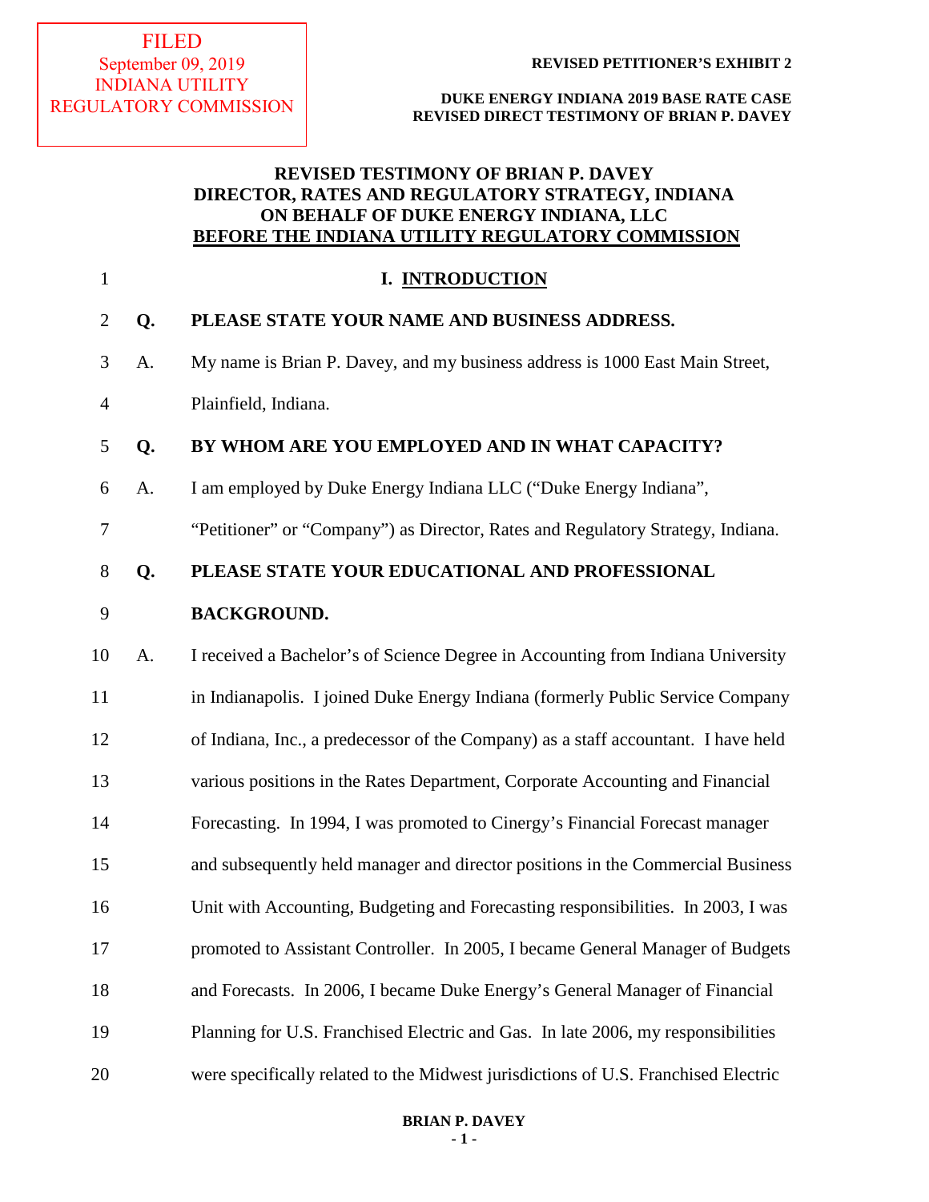FILED
September 09, 2019
INDIANA UTILITY
REGULATORY COMMISSION

**REVISED PETITIONER'S EXHIBIT 2**

**DUKE ENERGY INDIANA 2019 BASE RATE CASE**
**REVISED DIRECT TESTIMONY OF BRIAN P. DAVEY**

# REVISED TESTIMONY OF BRIAN P. DAVEY
# DIRECTOR, RATES AND REGULATORY STRATEGY, INDIANA
# ON BEHALF OF DUKE ENERGY INDIANA, LLC
# BEFORE THE INDIANA UTILITY REGULATORY COMMISSION

## I. INTRODUCTION

**Q. PLEASE STATE YOUR NAME AND BUSINESS ADDRESS.**

A. My name is Brian P. Davey, and my business address is 1000 East Main Street, Plainfield, Indiana.

**Q. BY WHOM ARE YOU EMPLOYED AND IN WHAT CAPACITY?**

A. I am employed by Duke Energy Indiana LLC ("Duke Energy Indiana", "Petitioner" or "Company") as Director, Rates and Regulatory Strategy, Indiana.

**Q. PLEASE STATE YOUR EDUCATIONAL AND PROFESSIONAL BACKGROUND.**

A. I received a Bachelor's of Science Degree in Accounting from Indiana University in Indianapolis. I joined Duke Energy Indiana (formerly Public Service Company of Indiana, Inc., a predecessor of the Company) as a staff accountant. I have held various positions in the Rates Department, Corporate Accounting and Financial Forecasting. In 1994, I was promoted to Cinergy's Financial Forecast manager and subsequently held manager and director positions in the Commercial Business Unit with Accounting, Budgeting and Forecasting responsibilities. In 2003, I was promoted to Assistant Controller. In 2005, I became General Manager of Budgets and Forecasts. In 2006, I became Duke Energy's General Manager of Financial Planning for U.S. Franchised Electric and Gas. In late 2006, my responsibilities were specifically related to the Midwest jurisdictions of U.S. Franchised Electric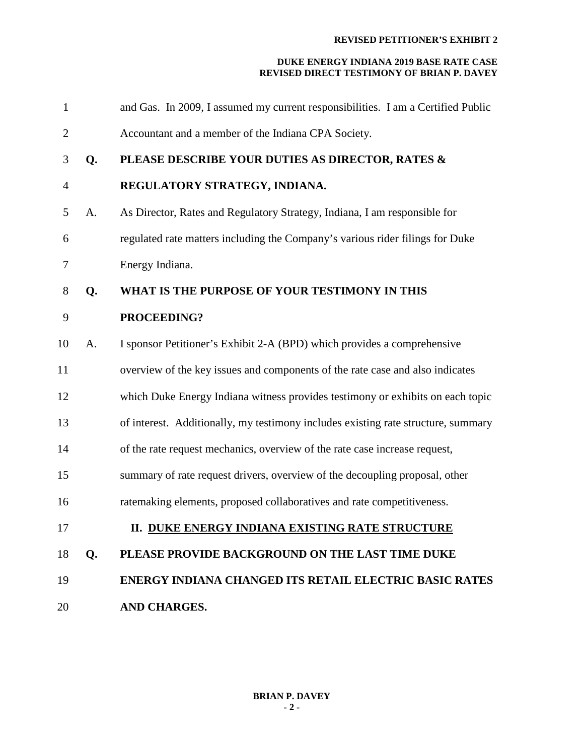and Gas. In 2009, I assumed my current responsibilities. I am a Certified Public Accountant and a member of the Indiana CPA Society.

**Q. PLEASE DESCRIBE YOUR DUTIES AS DIRECTOR, RATES & REGULATORY STRATEGY, INDIANA.**

A. As Director, Rates and Regulatory Strategy, Indiana, I am responsible for regulated rate matters including the Company's various rider filings for Duke Energy Indiana.

**Q. WHAT IS THE PURPOSE OF YOUR TESTIMONY IN THIS PROCEEDING?**

A. I sponsor Petitioner's Exhibit 2-A (BPD) which provides a comprehensive overview of the key issues and components of the rate case and also indicates which Duke Energy Indiana witness provides testimony or exhibits on each topic of interest. Additionally, my testimony includes existing rate structure, summary of the rate request mechanics, overview of the rate case increase request, summary of rate request drivers, overview of the decoupling proposal, other ratemaking elements, proposed collaboratives and rate competitiveness.

## II. DUKE ENERGY INDIANA EXISTING RATE STRUCTURE

**Q. PLEASE PROVIDE BACKGROUND ON THE LAST TIME DUKE ENERGY INDIANA CHANGED ITS RETAIL ELECTRIC BASIC RATES AND CHARGES.**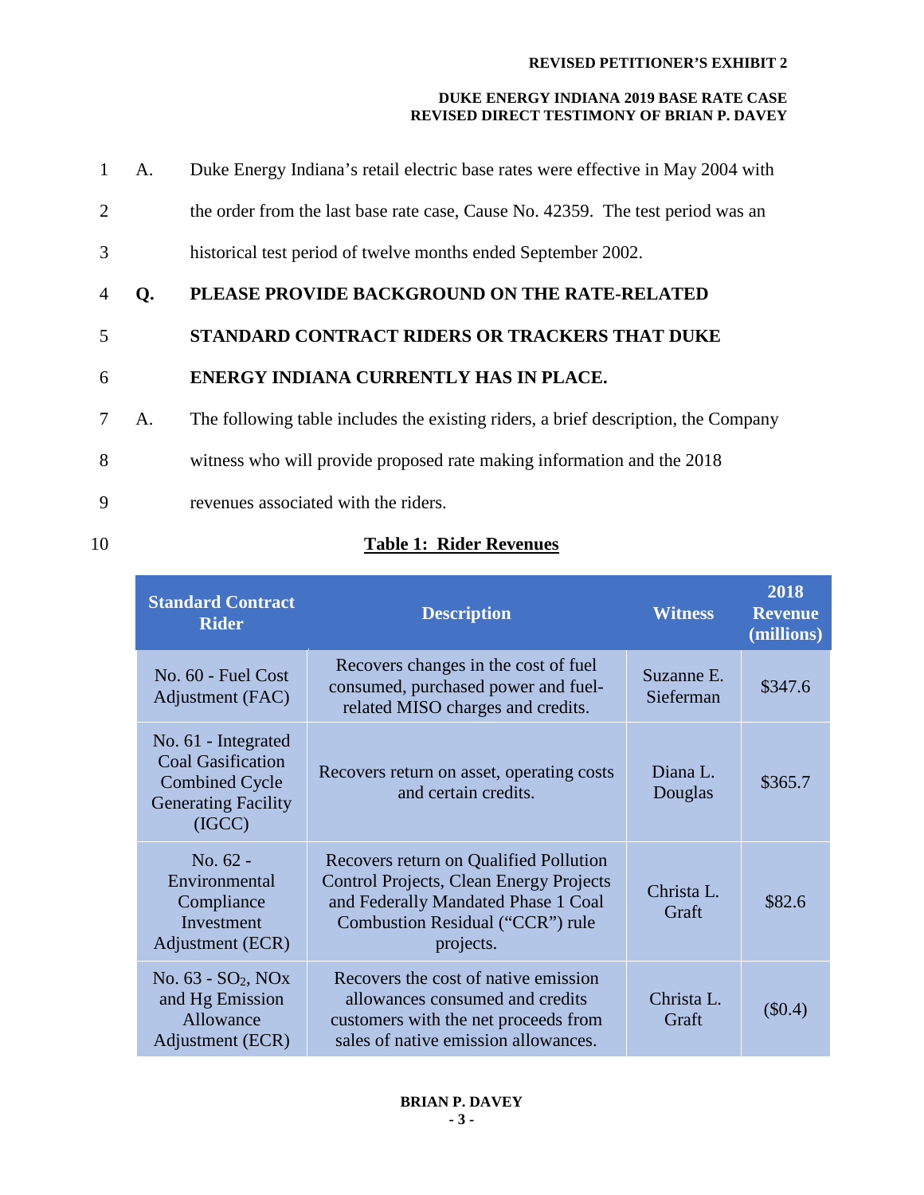A. Duke Energy Indiana's retail electric base rates were effective in May 2004 with the order from the last base rate case, Cause No. 42359. The test period was an historical test period of twelve months ended September 2002.

**Q. PLEASE PROVIDE BACKGROUND ON THE RATE-RELATED STANDARD CONTRACT RIDERS OR TRACKERS THAT DUKE ENERGY INDIANA CURRENTLY HAS IN PLACE.**

A. The following table includes the existing riders, a brief description, the Company witness who will provide proposed rate making information and the 2018 revenues associated with the riders.

**Table 1: Rider Revenues**

| Standard Contract Rider | Description | Witness | 2018 Revenue (millions) |
|---|---|---|---|
| No. 60 - Fuel Cost Adjustment (FAC) | Recovers changes in the cost of fuel consumed, purchased power and fuel-related MISO charges and credits. | Suzanne E. Sieferman | \$347.6 |
| No. 61 - Integrated Coal Gasification Combined Cycle Generating Facility (IGCC) | Recovers return on asset, operating costs and certain credits. | Diana L. Douglas | \$365.7 |
| No. 62 - Environmental Compliance Investment Adjustment (ECR) | Recovers return on Qualified Pollution Control Projects, Clean Energy Projects and Federally Mandated Phase 1 Coal Combustion Residual ("CCR") rule projects. | Christa L. Graft | \$82.6 |
| No. 63 - $SO_2$, NOx and Hg Emission Allowance Adjustment (ECR) | Recovers the cost of native emission allowances consumed and credits customers with the net proceeds from sales of native emission allowances. | Christa L. Graft | (\$0.4) |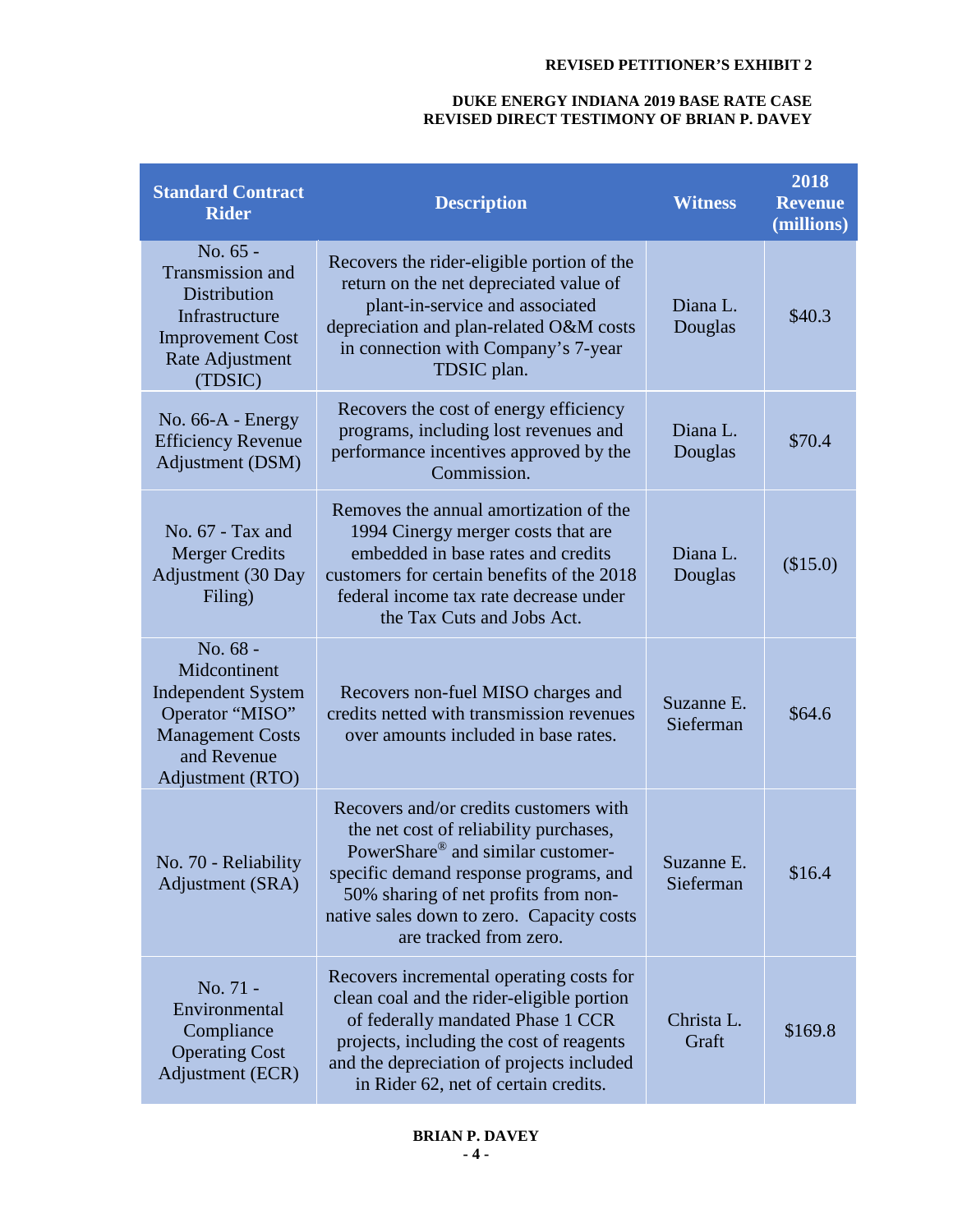| Standard Contract Rider | Description | Witness | 2018 Revenue (millions) |
|---|---|---|---|
| No. 65 - Transmission and Distribution Infrastructure Improvement Cost Rate Adjustment (TDSIC) | Recovers the rider-eligible portion of the return on the net depreciated value of plant-in-service and associated depreciation and plan-related O&M costs in connection with Company's 7-year TDSIC plan. | Diana L. Douglas | $40.3 |
| No. 66-A - Energy Efficiency Revenue Adjustment (DSM) | Recovers the cost of energy efficiency programs, including lost revenues and performance incentives approved by the Commission. | Diana L. Douglas | $70.4 |
| No. 67 - Tax and Merger Credits Adjustment (30 Day Filing) | Removes the annual amortization of the 1994 Cinergy merger costs that are embedded in base rates and credits customers for certain benefits of the 2018 federal income tax rate decrease under the Tax Cuts and Jobs Act. | Diana L. Douglas | ($15.0) |
| No. 68 - Midcontinent Independent System Operator "MISO" Management Costs and Revenue Adjustment (RTO) | Recovers non-fuel MISO charges and credits netted with transmission revenues over amounts included in base rates. | Suzanne E. Sieferman | $64.6 |
| No. 70 - Reliability Adjustment (SRA) | Recovers and/or credits customers with the net cost of reliability purchases, PowerShare® and similar customer-specific demand response programs, and 50% sharing of net profits from non-native sales down to zero. Capacity costs are tracked from zero. | Suzanne E. Sieferman | $16.4 |
| No. 71 - Environmental Compliance Operating Cost Adjustment (ECR) | Recovers incremental operating costs for clean coal and the rider-eligible portion of federally mandated Phase 1 CCR projects, including the cost of reagents and the depreciation of projects included in Rider 62, net of certain credits. | Christa L. Graft | $169.8 |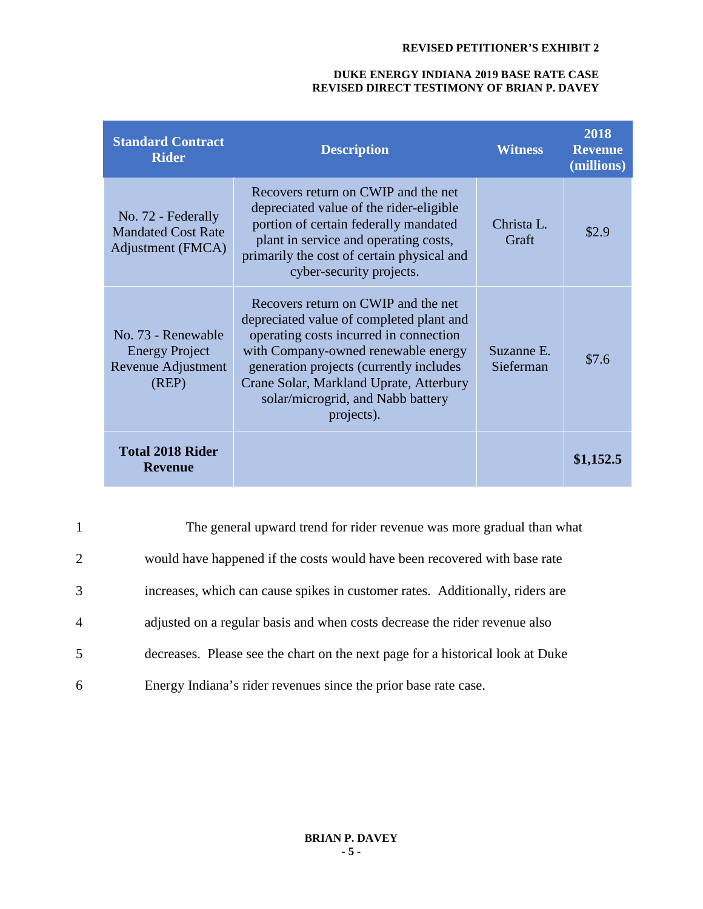| Standard Contract Rider | Description | Witness | 2018 Revenue (millions) |
|---|---|---|---|
| No. 72 - Federally Mandated Cost Rate Adjustment (FMCA) | Recovers return on CWIP and the net depreciated value of the rider-eligible portion of certain federally mandated plant in service and operating costs, primarily the cost of certain physical and cyber-security projects. | Christa L. Graft | $2.9 |
| No. 73 - Renewable Energy Project Revenue Adjustment (REP) | Recovers return on CWIP and the net depreciated value of completed plant and operating costs incurred in connection with Company-owned renewable energy generation projects (currently includes Crane Solar, Markland Uprate, Atterbury solar/microgrid, and Nabb battery projects). | Suzanne E. Sieferman | $7.6 |
| **Total 2018 Rider Revenue** | | | **$1,152.5** |

1 The general upward trend for rider revenue was more gradual than what
2 would have happened if the costs would have been recovered with base rate
3 increases, which can cause spikes in customer rates. Additionally, riders are
4 adjusted on a regular basis and when costs decrease the rider revenue also
5 decreases. Please see the chart on the next page for a historical look at Duke
6 Energy Indiana's rider revenues since the prior base rate case.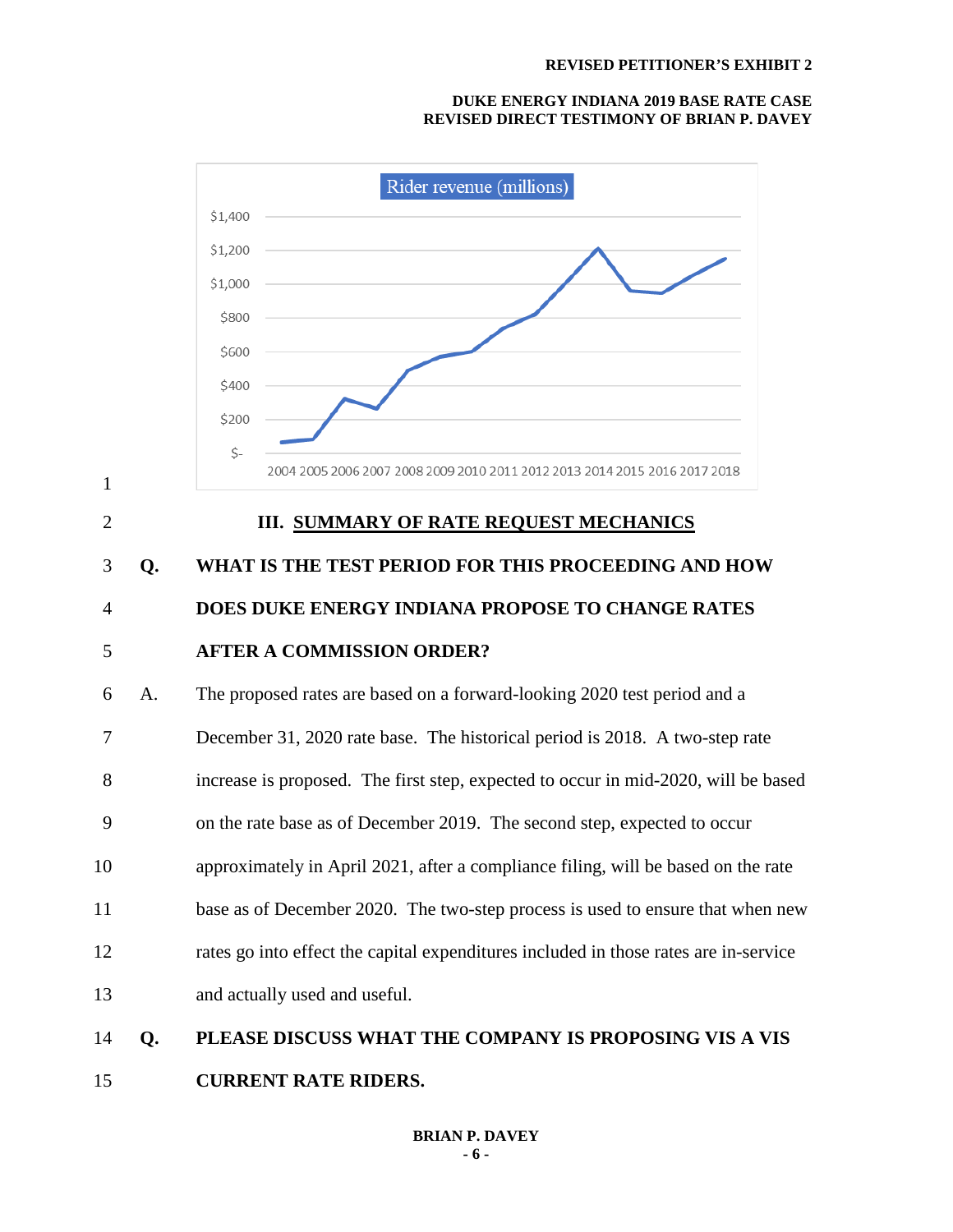Rider revenue (millions)

## III. SUMMARY OF RATE REQUEST MECHANICS

**Q. WHAT IS THE TEST PERIOD FOR THIS PROCEEDING AND HOW DOES DUKE ENERGY INDIANA PROPOSE TO CHANGE RATES AFTER A COMMISSION ORDER?**

A. The proposed rates are based on a forward-looking 2020 test period and a December 31, 2020 rate base. The historical period is 2018. A two-step rate increase is proposed. The first step, expected to occur in mid-2020, will be based on the rate base as of December 2019. The second step, expected to occur approximately in April 2021, after a compliance filing, will be based on the rate base as of December 2020. The two-step process is used to ensure that when new rates go into effect the capital expenditures included in those rates are in-service and actually used and useful.

**Q. PLEASE DISCUSS WHAT THE COMPANY IS PROPOSING VIS A VIS CURRENT RATE RIDERS.**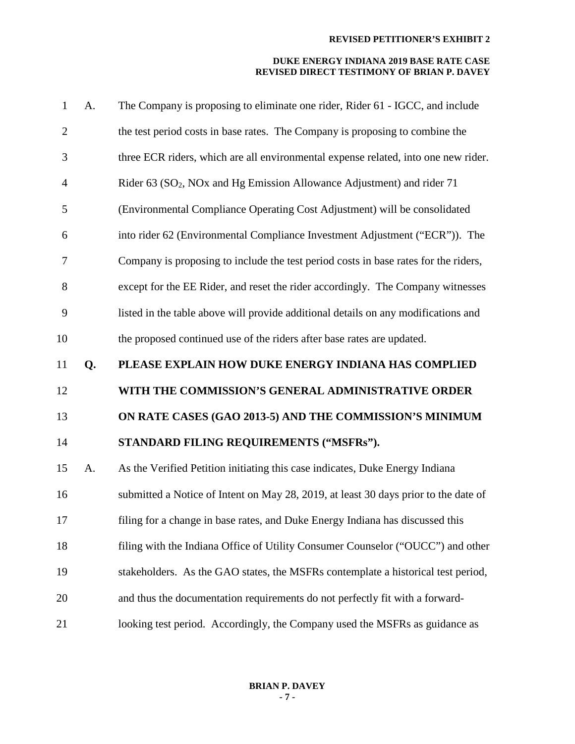A. The Company is proposing to eliminate one rider, Rider 61 - IGCC, and include the test period costs in base rates. The Company is proposing to combine the three ECR riders, which are all environmental expense related, into one new rider. Rider 63 ($SO_2$, NOx and Hg Emission Allowance Adjustment) and rider 71 (Environmental Compliance Operating Cost Adjustment) will be consolidated into rider 62 (Environmental Compliance Investment Adjustment ("ECR")). The Company is proposing to include the test period costs in base rates for the riders, except for the EE Rider, and reset the rider accordingly. The Company witnesses listed in the table above will provide additional details on any modifications and the proposed continued use of the riders after base rates are updated.

**Q. PLEASE EXPLAIN HOW DUKE ENERGY INDIANA HAS COMPLIED WITH THE COMMISSION'S GENERAL ADMINISTRATIVE ORDER ON RATE CASES (GAO 2013-5) AND THE COMMISSION'S MINIMUM STANDARD FILING REQUIREMENTS ("MSFRs").**

A. As the Verified Petition initiating this case indicates, Duke Energy Indiana submitted a Notice of Intent on May 28, 2019, at least 30 days prior to the date of filing for a change in base rates, and Duke Energy Indiana has discussed this filing with the Indiana Office of Utility Consumer Counselor ("OUCC") and other stakeholders. As the GAO states, the MSFRs contemplate a historical test period, and thus the documentation requirements do not perfectly fit with a forward-looking test period. Accordingly, the Company used the MSFRs as guidance as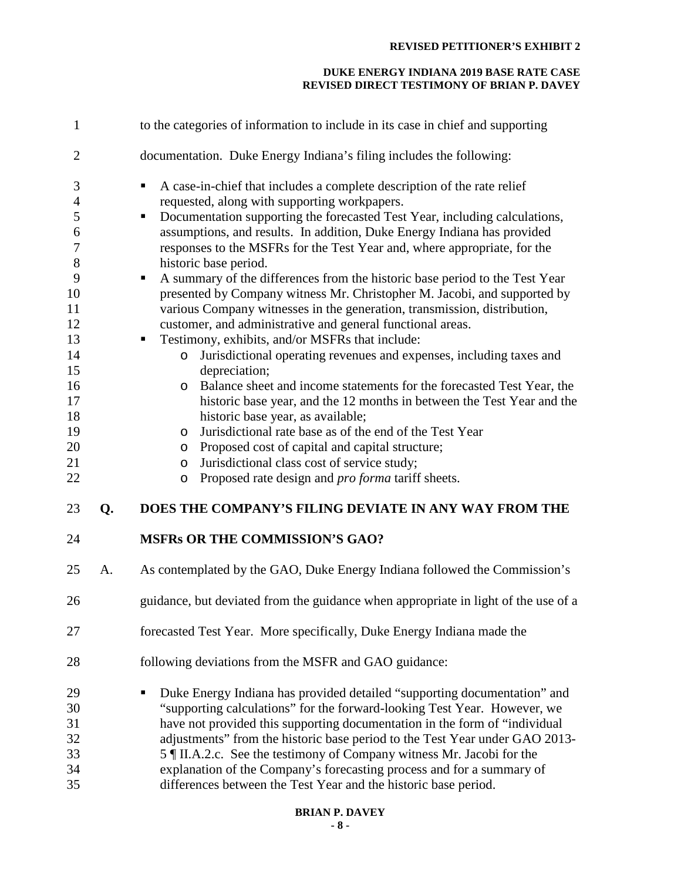to the categories of information to include in its case in chief and supporting documentation. Duke Energy Indiana's filing includes the following:

- A case-in-chief that includes a complete description of the rate relief requested, along with supporting workpapers.
- Documentation supporting the forecasted Test Year, including calculations, assumptions, and results. In addition, Duke Energy Indiana has provided responses to the MSFRs for the Test Year and, where appropriate, for the historic base period.
- A summary of the differences from the historic base period to the Test Year presented by Company witness Mr. Christopher M. Jacobi, and supported by various Company witnesses in the generation, transmission, distribution, customer, and administrative and general functional areas.
- Testimony, exhibits, and/or MSFRs that include:
  - Jurisdictional operating revenues and expenses, including taxes and depreciation;
  - Balance sheet and income statements for the forecasted Test Year, the historic base year, and the 12 months in between the Test Year and the historic base year, as available;
  - Jurisdictional rate base as of the end of the Test Year
  - Proposed cost of capital and capital structure;
  - Jurisdictional class cost of service study;
  - Proposed rate design and *pro forma* tariff sheets.

**Q. DOES THE COMPANY'S FILING DEVIATE IN ANY WAY FROM THE MSFRs OR THE COMMISSION'S GAO?**

A. As contemplated by the GAO, Duke Energy Indiana followed the Commission's guidance, but deviated from the guidance when appropriate in light of the use of a forecasted Test Year. More specifically, Duke Energy Indiana made the following deviations from the MSFR and GAO guidance:

- Duke Energy Indiana has provided detailed "supporting documentation" and "supporting calculations" for the forward-looking Test Year. However, we have not provided this supporting documentation in the form of "individual adjustments" from the historic base period to the Test Year under GAO 2013-5 ¶ II.A.2.c. See the testimony of Company witness Mr. Jacobi for the explanation of the Company's forecasting process and for a summary of differences between the Test Year and the historic base period.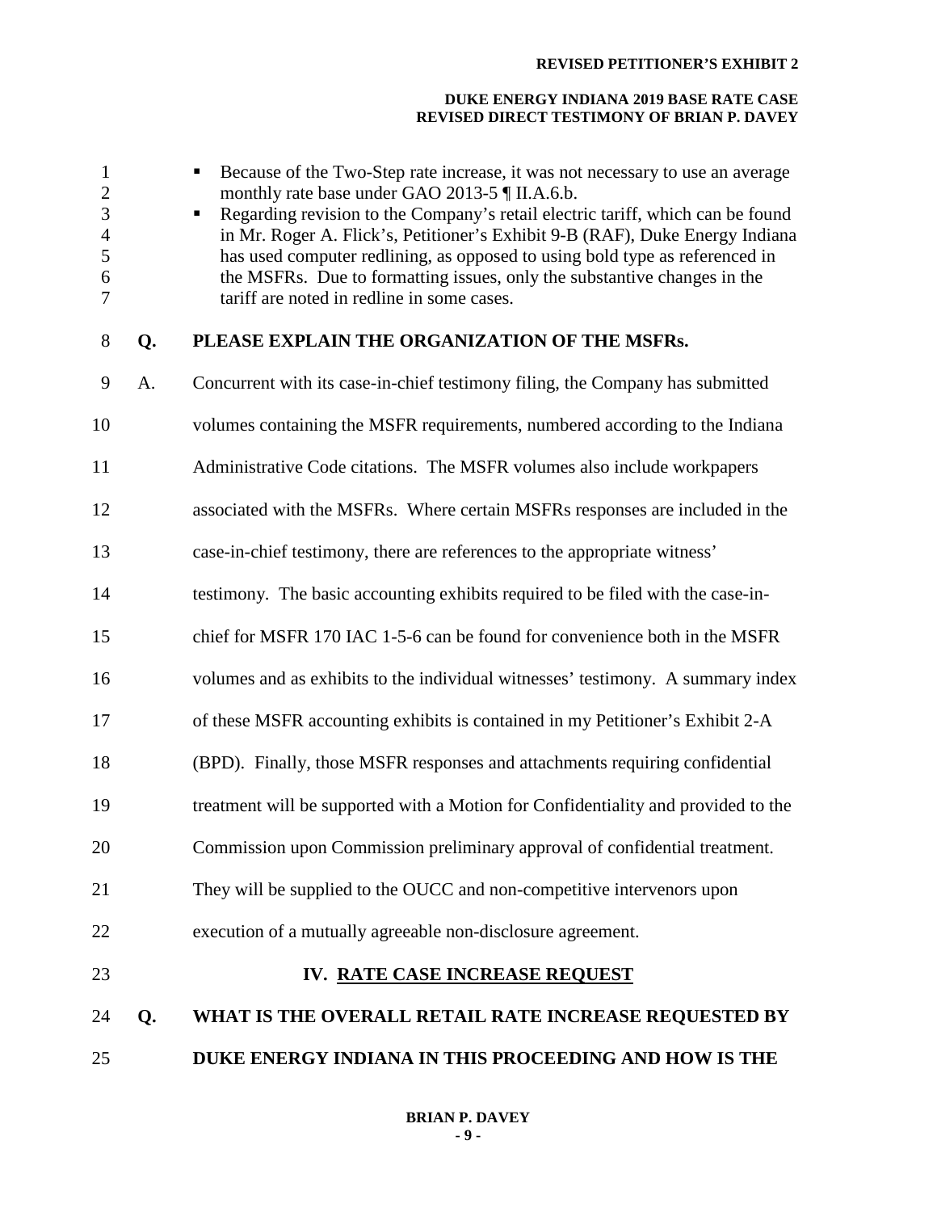- Because of the Two-Step rate increase, it was not necessary to use an average monthly rate base under GAO 2013-5 ¶ II.A.6.b.
- Regarding revision to the Company's retail electric tariff, which can be found in Mr. Roger A. Flick's, Petitioner's Exhibit 9-B (RAF), Duke Energy Indiana has used computer redlining, as opposed to using bold type as referenced in the MSFRs. Due to formatting issues, only the substantive changes in the tariff are noted in redline in some cases.

**Q. PLEASE EXPLAIN THE ORGANIZATION OF THE MSFRs.**

A. Concurrent with its case-in-chief testimony filing, the Company has submitted volumes containing the MSFR requirements, numbered according to the Indiana Administrative Code citations. The MSFR volumes also include workpapers associated with the MSFRs. Where certain MSFRs responses are included in the case-in-chief testimony, there are references to the appropriate witness' testimony. The basic accounting exhibits required to be filed with the case-in-chief for MSFR 170 IAC 1-5-6 can be found for convenience both in the MSFR volumes and as exhibits to the individual witnesses' testimony. A summary index of these MSFR accounting exhibits is contained in my Petitioner's Exhibit 2-A (BPD). Finally, those MSFR responses and attachments requiring confidential treatment will be supported with a Motion for Confidentiality and provided to the Commission upon Commission preliminary approval of confidential treatment. They will be supplied to the OUCC and non-competitive intervenors upon execution of a mutually agreeable non-disclosure agreement.

## IV. RATE CASE INCREASE REQUEST

**Q. WHAT IS THE OVERALL RETAIL RATE INCREASE REQUESTED BY DUKE ENERGY INDIANA IN THIS PROCEEDING AND HOW IS THE**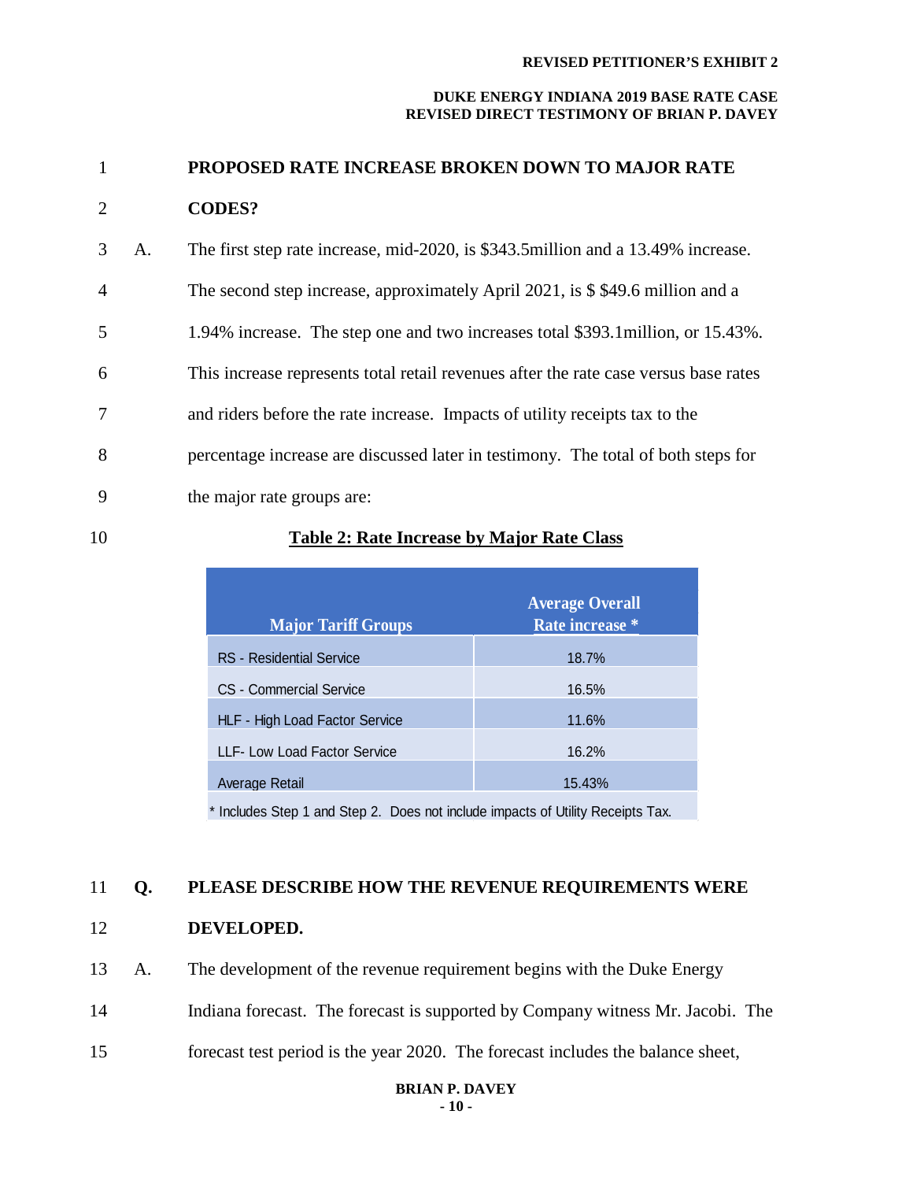**PROPOSED RATE INCREASE BROKEN DOWN TO MAJOR RATE CODES?**

A. The first step rate increase, mid-2020, is $343.5million and a 13.49% increase. The second step increase, approximately April 2021, is $ $49.6 million and a 1.94% increase. The step one and two increases total $393.1million, or 15.43%. This increase represents total retail revenues after the rate case versus base rates and riders before the rate increase. Impacts of utility receipts tax to the percentage increase are discussed later in testimony. The total of both steps for the major rate groups are:

**Table 2: Rate Increase by Major Rate Class**

| Major Tariff Groups | Average Overall Rate increase * |
|---|---|
| RS - Residential Service | 18.7% |
| CS - Commercial Service | 16.5% |
| HLF - High Load Factor Service | 11.6% |
| LLF- Low Load Factor Service | 16.2% |
| Average Retail | 15.43% |

\* Includes Step 1 and Step 2. Does not include impacts of Utility Receipts Tax.

**Q. PLEASE DESCRIBE HOW THE REVENUE REQUIREMENTS WERE DEVELOPED.**

A. The development of the revenue requirement begins with the Duke Energy Indiana forecast. The forecast is supported by Company witness Mr. Jacobi. The forecast test period is the year 2020. The forecast includes the balance sheet,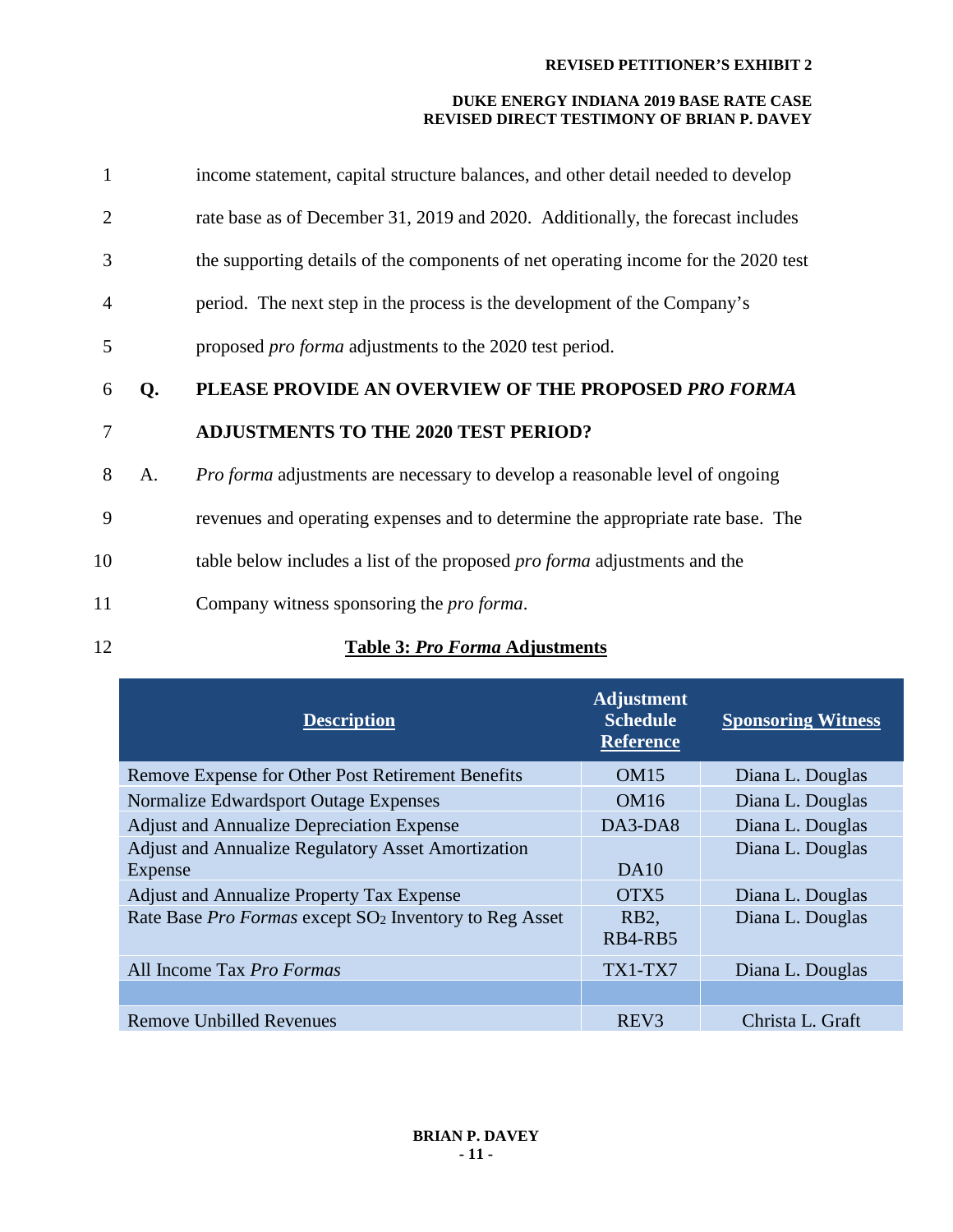income statement, capital structure balances, and other detail needed to develop rate base as of December 31, 2019 and 2020. Additionally, the forecast includes the supporting details of the components of net operating income for the 2020 test period. The next step in the process is the development of the Company's proposed *pro forma* adjustments to the 2020 test period.

**Q. PLEASE PROVIDE AN OVERVIEW OF THE PROPOSED *PRO FORMA* ADJUSTMENTS TO THE 2020 TEST PERIOD?**

A. *Pro forma* adjustments are necessary to develop a reasonable level of ongoing revenues and operating expenses and to determine the appropriate rate base. The table below includes a list of the proposed *pro forma* adjustments and the Company witness sponsoring the *pro forma*.

**Table 3: *Pro Forma* Adjustments**

| Description | Adjustment Schedule Reference | Sponsoring Witness |
|---|---|---|
| Remove Expense for Other Post Retirement Benefits | OM15 | Diana L. Douglas |
| Normalize Edwardsport Outage Expenses | OM16 | Diana L. Douglas |
| Adjust and Annualize Depreciation Expense | DA3-DA8 | Diana L. Douglas |
| Adjust and Annualize Regulatory Asset Amortization Expense | DA10 | Diana L. Douglas |
| Adjust and Annualize Property Tax Expense | OTX5 | Diana L. Douglas |
| Rate Base *Pro Formas* except $SO_2$ Inventory to Reg Asset | RB2, RB4-RB5 | Diana L. Douglas |
| All Income Tax *Pro Formas* | TX1-TX7 | Diana L. Douglas |
| | | |
| Remove Unbilled Revenues | REV3 | Christa L. Graft |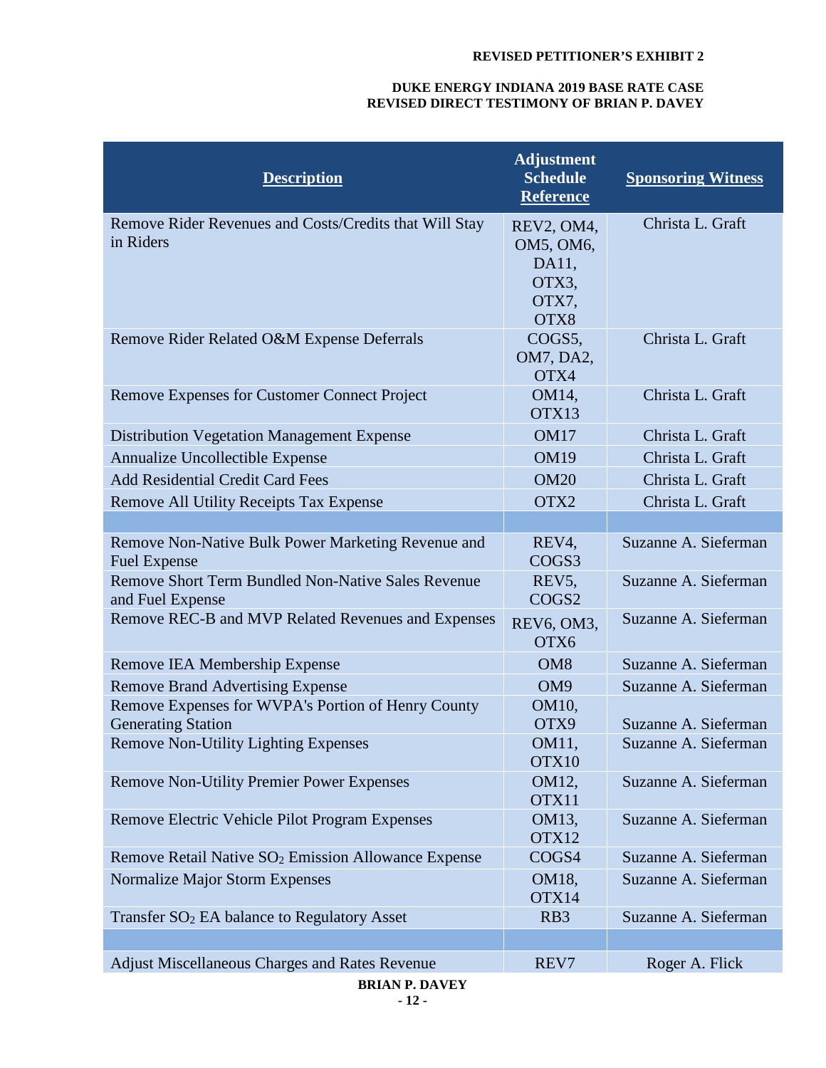| Description | Adjustment Schedule Reference | Sponsoring Witness |
|---|---|---|
| Remove Rider Revenues and Costs/Credits that Will Stay in Riders | REV2, OM4, OM5, OM6, DA11, OTX3, OTX7, OTX8 | Christa L. Graft |
| Remove Rider Related O&M Expense Deferrals | COGS5, OM7, DA2, OTX4 | Christa L. Graft |
| Remove Expenses for Customer Connect Project | OM14, OTX13 | Christa L. Graft |
| Distribution Vegetation Management Expense | OM17 | Christa L. Graft |
| Annualize Uncollectible Expense | OM19 | Christa L. Graft |
| Add Residential Credit Card Fees | OM20 | Christa L. Graft |
| Remove All Utility Receipts Tax Expense | OTX2 | Christa L. Graft |
| | | |
| Remove Non-Native Bulk Power Marketing Revenue and Fuel Expense | REV4, COGS3 | Suzanne A. Sieferman |
| Remove Short Term Bundled Non-Native Sales Revenue and Fuel Expense | REV5, COGS2 | Suzanne A. Sieferman |
| Remove REC-B and MVP Related Revenues and Expenses | REV6, OM3, OTX6 | Suzanne A. Sieferman |
| Remove IEA Membership Expense | OM8 | Suzanne A. Sieferman |
| Remove Brand Advertising Expense | OM9 | Suzanne A. Sieferman |
| Remove Expenses for WVPA's Portion of Henry County Generating Station | OM10, OTX9 | Suzanne A. Sieferman |
| Remove Non-Utility Lighting Expenses | OM11, OTX10 | Suzanne A. Sieferman |
| Remove Non-Utility Premier Power Expenses | OM12, OTX11 | Suzanne A. Sieferman |
| Remove Electric Vehicle Pilot Program Expenses | OM13, OTX12 | Suzanne A. Sieferman |
| Remove Retail Native $SO_2$ Emission Allowance Expense | COGS4 | Suzanne A. Sieferman |
| Normalize Major Storm Expenses | OM18, OTX14 | Suzanne A. Sieferman |
| Transfer $SO_2$ EA balance to Regulatory Asset | RB3 | Suzanne A. Sieferman |
| | | |
| Adjust Miscellaneous Charges and Rates Revenue | REV7 | Roger A. Flick |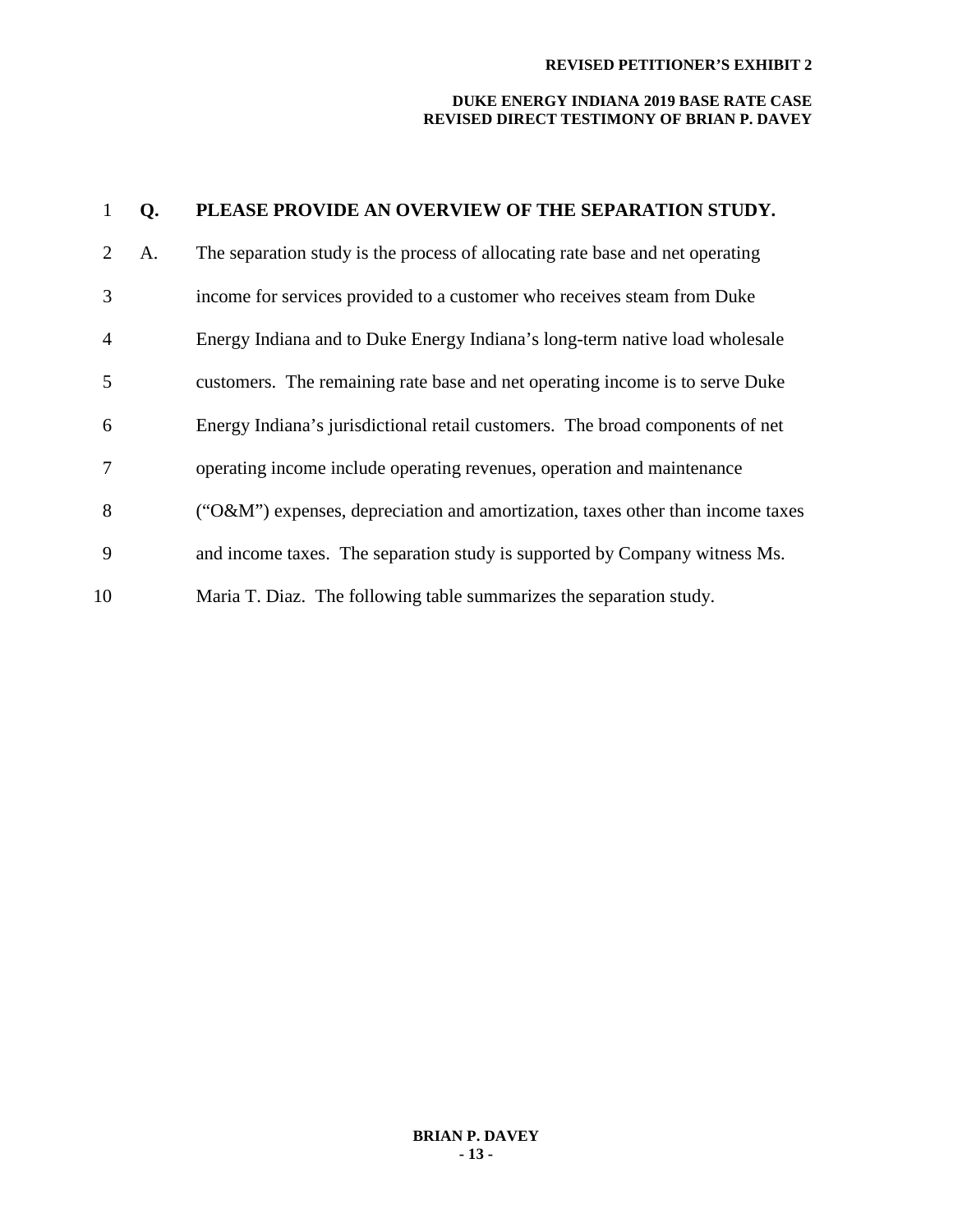**Q. PLEASE PROVIDE AN OVERVIEW OF THE SEPARATION STUDY.**

A. The separation study is the process of allocating rate base and net operating income for services provided to a customer who receives steam from Duke Energy Indiana and to Duke Energy Indiana's long-term native load wholesale customers. The remaining rate base and net operating income is to serve Duke Energy Indiana's jurisdictional retail customers. The broad components of net operating income include operating revenues, operation and maintenance ("O&M") expenses, depreciation and amortization, taxes other than income taxes and income taxes. The separation study is supported by Company witness Ms. Maria T. Diaz. The following table summarizes the separation study.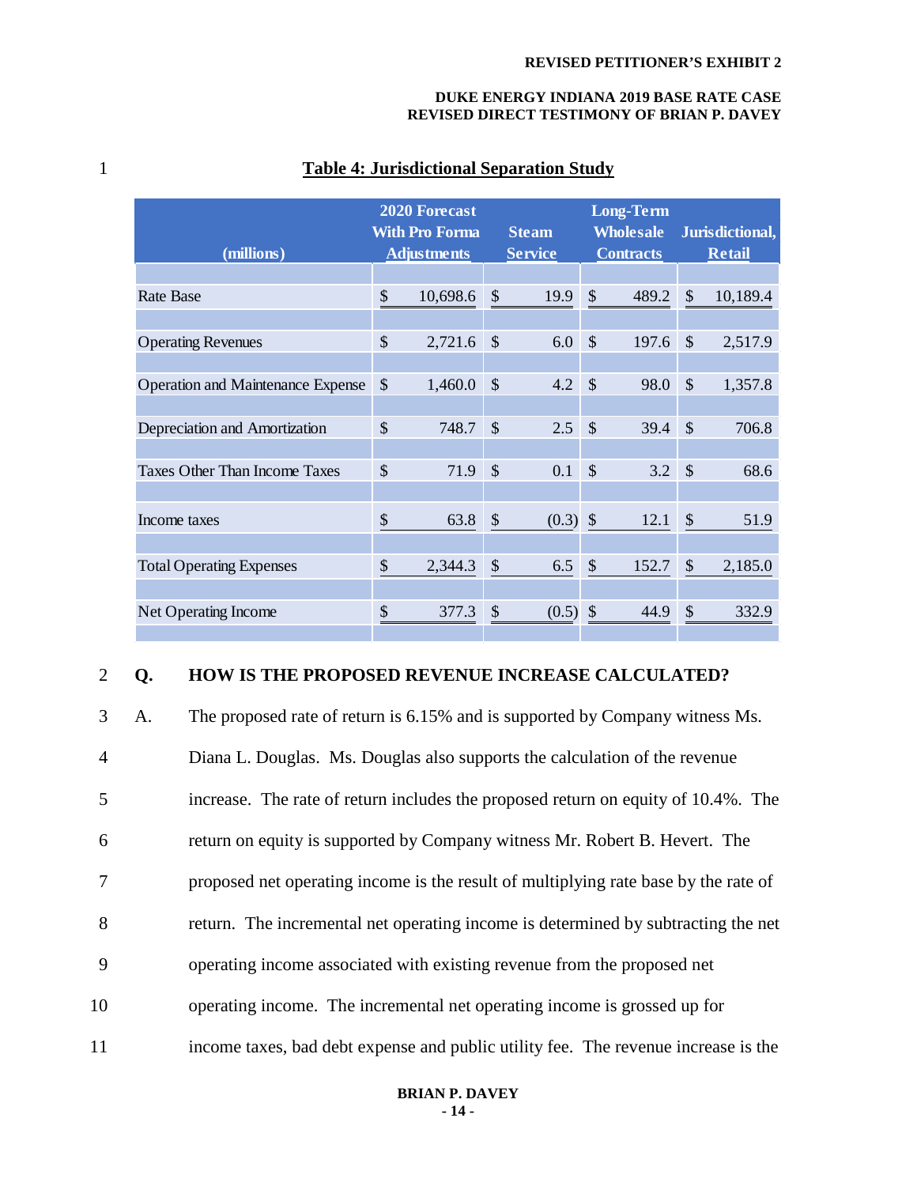**Table 4: Jurisdictional Separation Study**

| (millions) | 2020 Forecast With Pro Forma Adjustments | Steam Service | Long-Term Wholesale Contracts | Jurisdictional, Retail |
|---|---|---|---|---|
| Rate Base | $ 10,698.6 | $ 19.9 | $ 489.2 | $ 10,189.4 |
| Operating Revenues | $ 2,721.6 | $ 6.0 | $ 197.6 | $ 2,517.9 |
| Operation and Maintenance Expense | $ 1,460.0 | $ 4.2 | $ 98.0 | $ 1,357.8 |
| Depreciation and Amortization | $ 748.7 | $ 2.5 | $ 39.4 | $ 706.8 |
| Taxes Other Than Income Taxes | $ 71.9 | $ 0.1 | $ 3.2 | $ 68.6 |
| Income taxes | $ 63.8 | $ (0.3) | $ 12.1 | $ 51.9 |
| Total Operating Expenses | $ 2,344.3 | $ 6.5 | $ 152.7 | $ 2,185.0 |
| Net Operating Income | $ 377.3 | $ (0.5) | $ 44.9 | $ 332.9 |

**Q. HOW IS THE PROPOSED REVENUE INCREASE CALCULATED?**

A. The proposed rate of return is 6.15% and is supported by Company witness Ms. Diana L. Douglas. Ms. Douglas also supports the calculation of the revenue increase. The rate of return includes the proposed return on equity of 10.4%. The return on equity is supported by Company witness Mr. Robert B. Hevert. The proposed net operating income is the result of multiplying rate base by the rate of return. The incremental net operating income is determined by subtracting the net operating income associated with existing revenue from the proposed net operating income. The incremental net operating income is grossed up for income taxes, bad debt expense and public utility fee. The revenue increase is the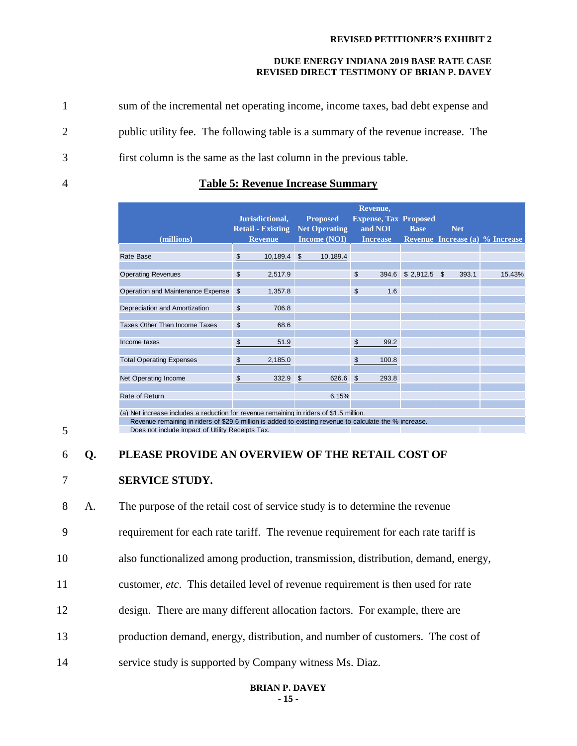sum of the incremental net operating income, income taxes, bad debt expense and public utility fee. The following table is a summary of the revenue increase. The first column is the same as the last column in the previous table.

**Table 5: Revenue Increase Summary**

| (millions) | Jurisdictional, Retail - Existing Revenue | Proposed Net Operating Income (NOI) | Revenue, Expense, Tax and NOI Increase | Proposed Base Revenue | Net Increase (a) | % Increase |
|---|---|---|---|---|---|---|
| Rate Base | $ 10,189.4 | $ 10,189.4 | | | | |
| Operating Revenues | $ 2,517.9 | | $ 394.6 | $ 2,912.5 | $ 393.1 | 15.43% |
| Operation and Maintenance Expense | $ 1,357.8 | | $ 1.6 | | | |
| Depreciation and Amortization | $ 706.8 | | | | | |
| Taxes Other Than Income Taxes | $ 68.6 | | | | | |
| Income taxes | $ 51.9 | | $ 99.2 | | | |
| Total Operating Expenses | $ 2,185.0 | | $ 100.8 | | | |
| Net Operating Income | $ 332.9 | $ 626.6 | $ 293.8 | | | |
| Rate of Return | | 6.15% | | | | |

(a) Net increase includes a reduction for revenue remaining in riders of $1.5 million.
Revenue remaining in riders of $29.6 million is added to existing revenue to calculate the % increase.
Does not include impact of Utility Receipts Tax.

**Q. PLEASE PROVIDE AN OVERVIEW OF THE RETAIL COST OF SERVICE STUDY.**

A. The purpose of the retail cost of service study is to determine the revenue requirement for each rate tariff. The revenue requirement for each rate tariff is also functionalized among production, transmission, distribution, demand, energy, customer, *etc*. This detailed level of revenue requirement is then used for rate design. There are many different allocation factors. For example, there are production demand, energy, distribution, and number of customers. The cost of service study is supported by Company witness Ms. Diaz.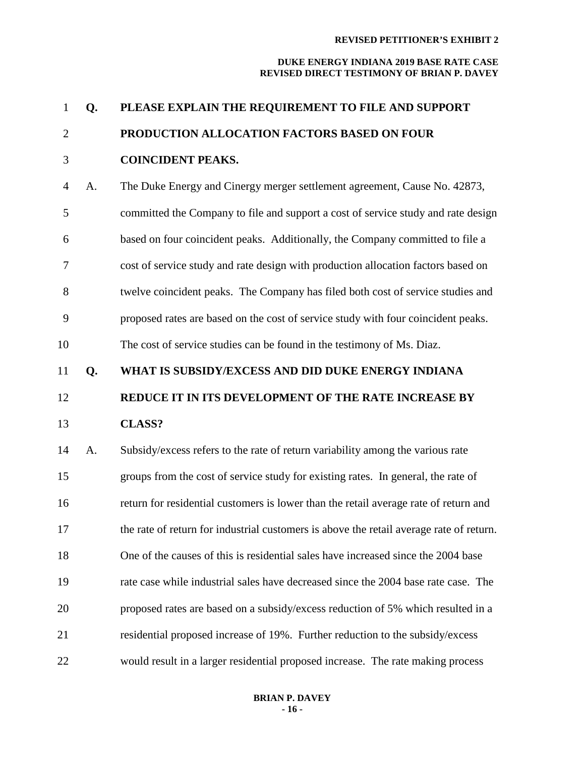**Q. PLEASE EXPLAIN THE REQUIREMENT TO FILE AND SUPPORT PRODUCTION ALLOCATION FACTORS BASED ON FOUR COINCIDENT PEAKS.**

A. The Duke Energy and Cinergy merger settlement agreement, Cause No. 42873, committed the Company to file and support a cost of service study and rate design based on four coincident peaks. Additionally, the Company committed to file a cost of service study and rate design with production allocation factors based on twelve coincident peaks. The Company has filed both cost of service studies and proposed rates are based on the cost of service study with four coincident peaks. The cost of service studies can be found in the testimony of Ms. Diaz.

**Q. WHAT IS SUBSIDY/EXCESS AND DID DUKE ENERGY INDIANA REDUCE IT IN ITS DEVELOPMENT OF THE RATE INCREASE BY CLASS?**

A. Subsidy/excess refers to the rate of return variability among the various rate groups from the cost of service study for existing rates. In general, the rate of return for residential customers is lower than the retail average rate of return and the rate of return for industrial customers is above the retail average rate of return. One of the causes of this is residential sales have increased since the 2004 base rate case while industrial sales have decreased since the 2004 base rate case. The proposed rates are based on a subsidy/excess reduction of 5% which resulted in a residential proposed increase of 19%. Further reduction to the subsidy/excess would result in a larger residential proposed increase. The rate making process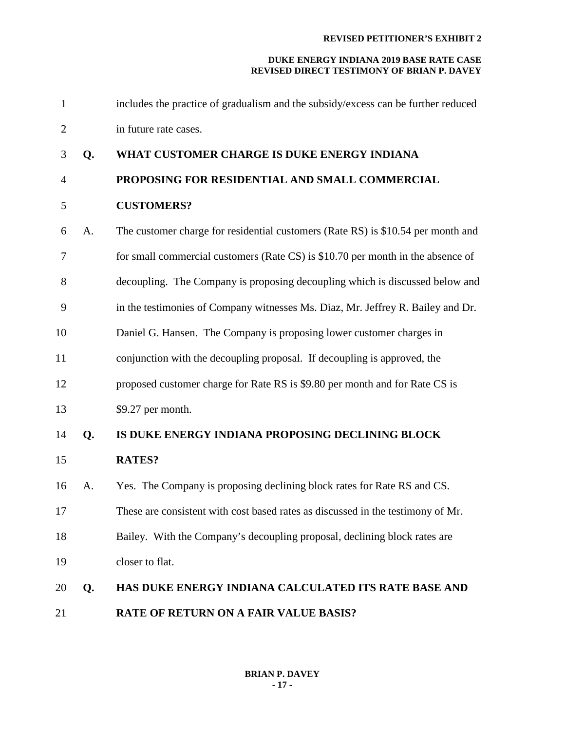includes the practice of gradualism and the subsidy/excess can be further reduced in future rate cases.

**Q. WHAT CUSTOMER CHARGE IS DUKE ENERGY INDIANA PROPOSING FOR RESIDENTIAL AND SMALL COMMERCIAL CUSTOMERS?**

A. The customer charge for residential customers (Rate RS) is $10.54 per month and for small commercial customers (Rate CS) is $10.70 per month in the absence of decoupling. The Company is proposing decoupling which is discussed below and in the testimonies of Company witnesses Ms. Diaz, Mr. Jeffrey R. Bailey and Dr. Daniel G. Hansen. The Company is proposing lower customer charges in conjunction with the decoupling proposal. If decoupling is approved, the proposed customer charge for Rate RS is $9.80 per month and for Rate CS is $9.27 per month.

**Q. IS DUKE ENERGY INDIANA PROPOSING DECLINING BLOCK RATES?**

A. Yes. The Company is proposing declining block rates for Rate RS and CS. These are consistent with cost based rates as discussed in the testimony of Mr. Bailey. With the Company's decoupling proposal, declining block rates are closer to flat.

**Q. HAS DUKE ENERGY INDIANA CALCULATED ITS RATE BASE AND RATE OF RETURN ON A FAIR VALUE BASIS?**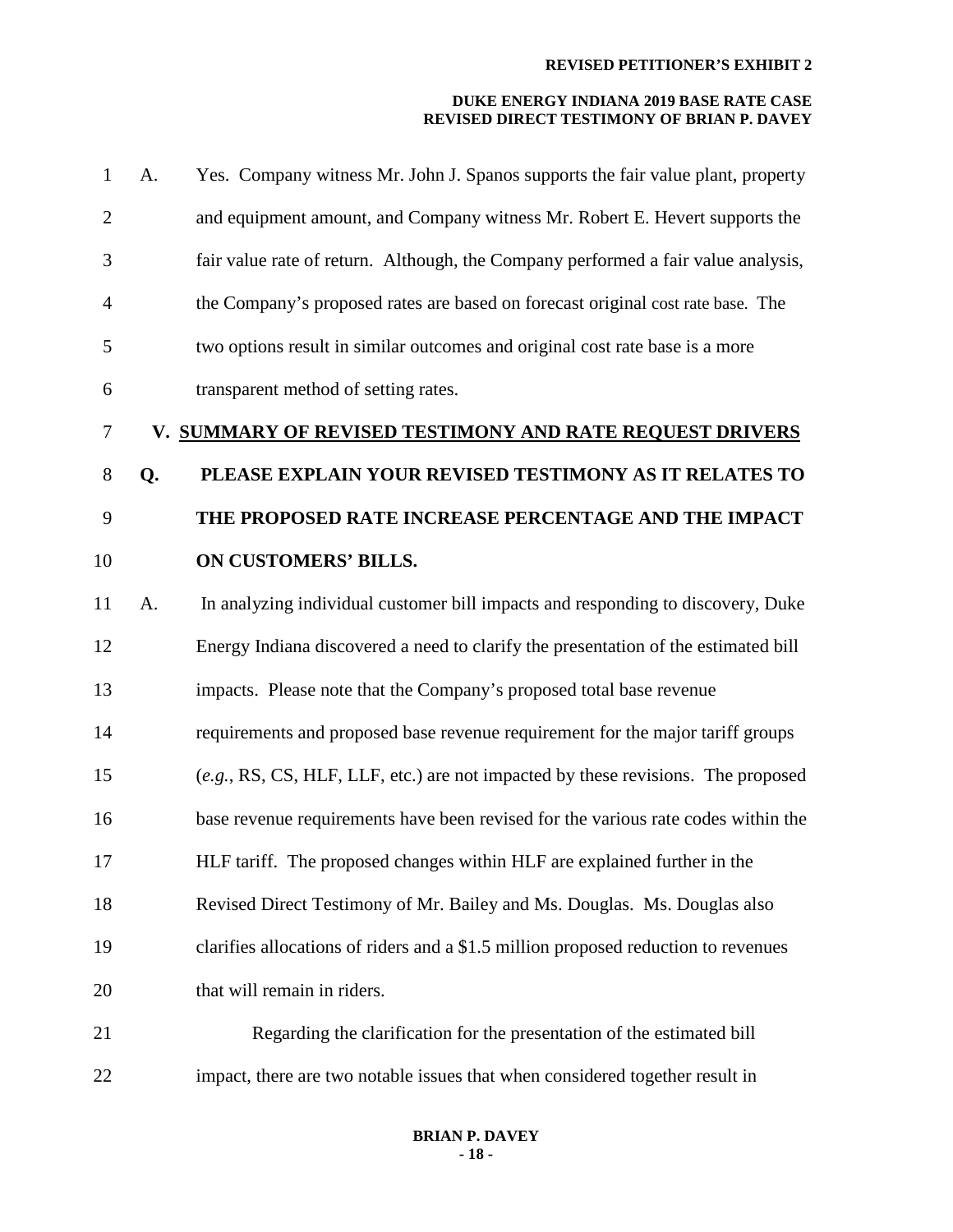A. Yes. Company witness Mr. John J. Spanos supports the fair value plant, property and equipment amount, and Company witness Mr. Robert E. Hevert supports the fair value rate of return. Although, the Company performed a fair value analysis, the Company's proposed rates are based on forecast original cost rate base. The two options result in similar outcomes and original cost rate base is a more transparent method of setting rates.

## V. SUMMARY OF REVISED TESTIMONY AND RATE REQUEST DRIVERS

**Q. PLEASE EXPLAIN YOUR REVISED TESTIMONY AS IT RELATES TO THE PROPOSED RATE INCREASE PERCENTAGE AND THE IMPACT ON CUSTOMERS' BILLS.**

A. In analyzing individual customer bill impacts and responding to discovery, Duke Energy Indiana discovered a need to clarify the presentation of the estimated bill impacts. Please note that the Company's proposed total base revenue requirements and proposed base revenue requirement for the major tariff groups (*e.g.*, RS, CS, HLF, LLF, etc.) are not impacted by these revisions. The proposed base revenue requirements have been revised for the various rate codes within the HLF tariff. The proposed changes within HLF are explained further in the Revised Direct Testimony of Mr. Bailey and Ms. Douglas. Ms. Douglas also clarifies allocations of riders and a $1.5 million proposed reduction to revenues that will remain in riders.

Regarding the clarification for the presentation of the estimated bill impact, there are two notable issues that when considered together result in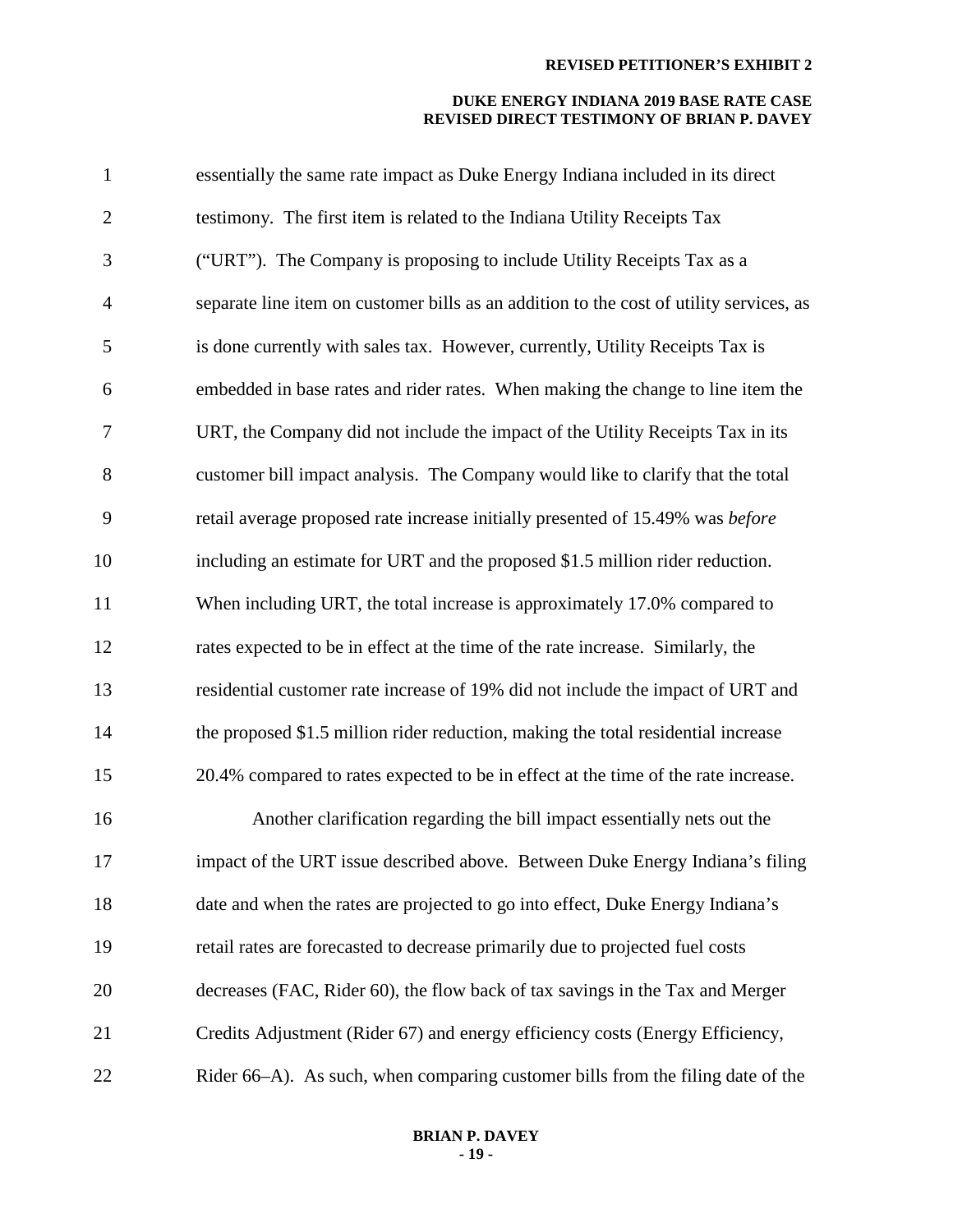essentially the same rate impact as Duke Energy Indiana included in its direct testimony. The first item is related to the Indiana Utility Receipts Tax ("URT"). The Company is proposing to include Utility Receipts Tax as a separate line item on customer bills as an addition to the cost of utility services, as is done currently with sales tax. However, currently, Utility Receipts Tax is embedded in base rates and rider rates. When making the change to line item the URT, the Company did not include the impact of the Utility Receipts Tax in its customer bill impact analysis. The Company would like to clarify that the total retail average proposed rate increase initially presented of 15.49% was *before* including an estimate for URT and the proposed $1.5 million rider reduction. When including URT, the total increase is approximately 17.0% compared to rates expected to be in effect at the time of the rate increase. Similarly, the residential customer rate increase of 19% did not include the impact of URT and the proposed $1.5 million rider reduction, making the total residential increase 20.4% compared to rates expected to be in effect at the time of the rate increase.

Another clarification regarding the bill impact essentially nets out the impact of the URT issue described above. Between Duke Energy Indiana's filing date and when the rates are projected to go into effect, Duke Energy Indiana's retail rates are forecasted to decrease primarily due to projected fuel costs decreases (FAC, Rider 60), the flow back of tax savings in the Tax and Merger Credits Adjustment (Rider 67) and energy efficiency costs (Energy Efficiency, Rider 66–A). As such, when comparing customer bills from the filing date of the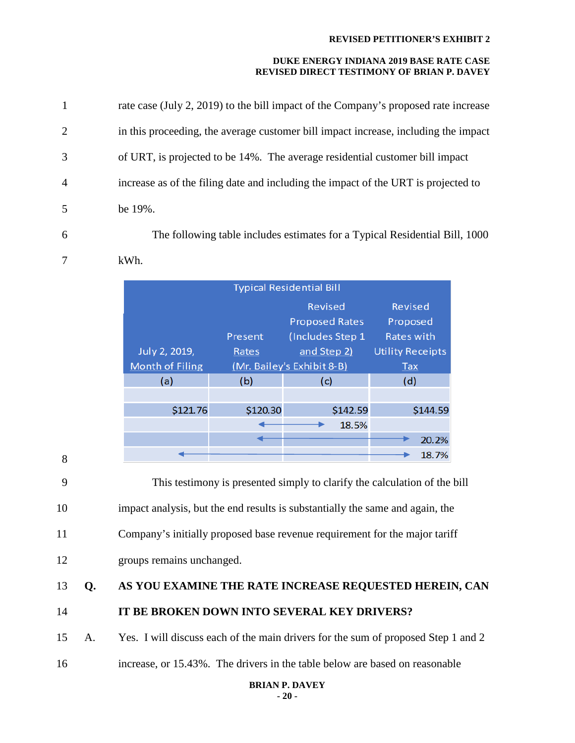rate case (July 2, 2019) to the bill impact of the Company's proposed rate increase in this proceeding, the average customer bill impact increase, including the impact of URT, is projected to be 14%. The average residential customer bill impact increase as of the filing date and including the impact of the URT is projected to be 19%.

The following table includes estimates for a Typical Residential Bill, 1000 kWh.

| Typical Residential Bill | | | |
|---|---|---|---|
| July 2, 2019, Month of Filing | Present Rates | Revised Proposed Rates (Includes Step 1 and Step 2) (Mr. Bailey's Exhibit 8-B) | Revised Proposed Rates with Utility Receipts Tax |
| (a) | (b) | (c) | (d) |
| | | | |
| $121.76 | $120.30 | $142.59 | $144.59 |
| | ← (b) to (c) → | 18.5% | |
| | ← (b) to (d) → | | 20.2% |
| ← (a) to (d) → | | | 18.7% |

This testimony is presented simply to clarify the calculation of the bill impact analysis, but the end results is substantially the same and again, the Company's initially proposed base revenue requirement for the major tariff groups remains unchanged.

**Q. AS YOU EXAMINE THE RATE INCREASE REQUESTED HEREIN, CAN IT BE BROKEN DOWN INTO SEVERAL KEY DRIVERS?**

A. Yes. I will discuss each of the main drivers for the sum of proposed Step 1 and 2 increase, or 15.43%. The drivers in the table below are based on reasonable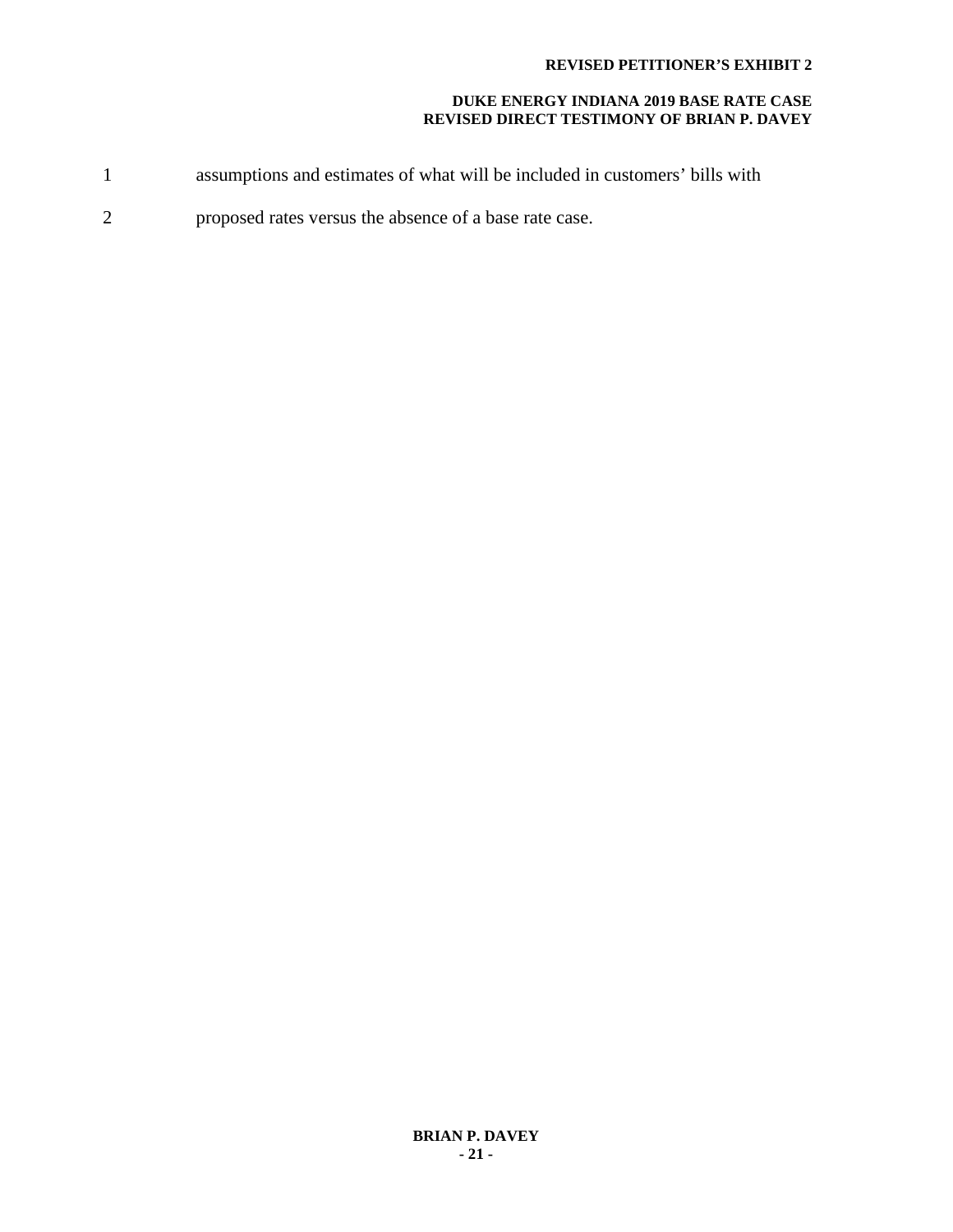assumptions and estimates of what will be included in customers' bills with proposed rates versus the absence of a base rate case.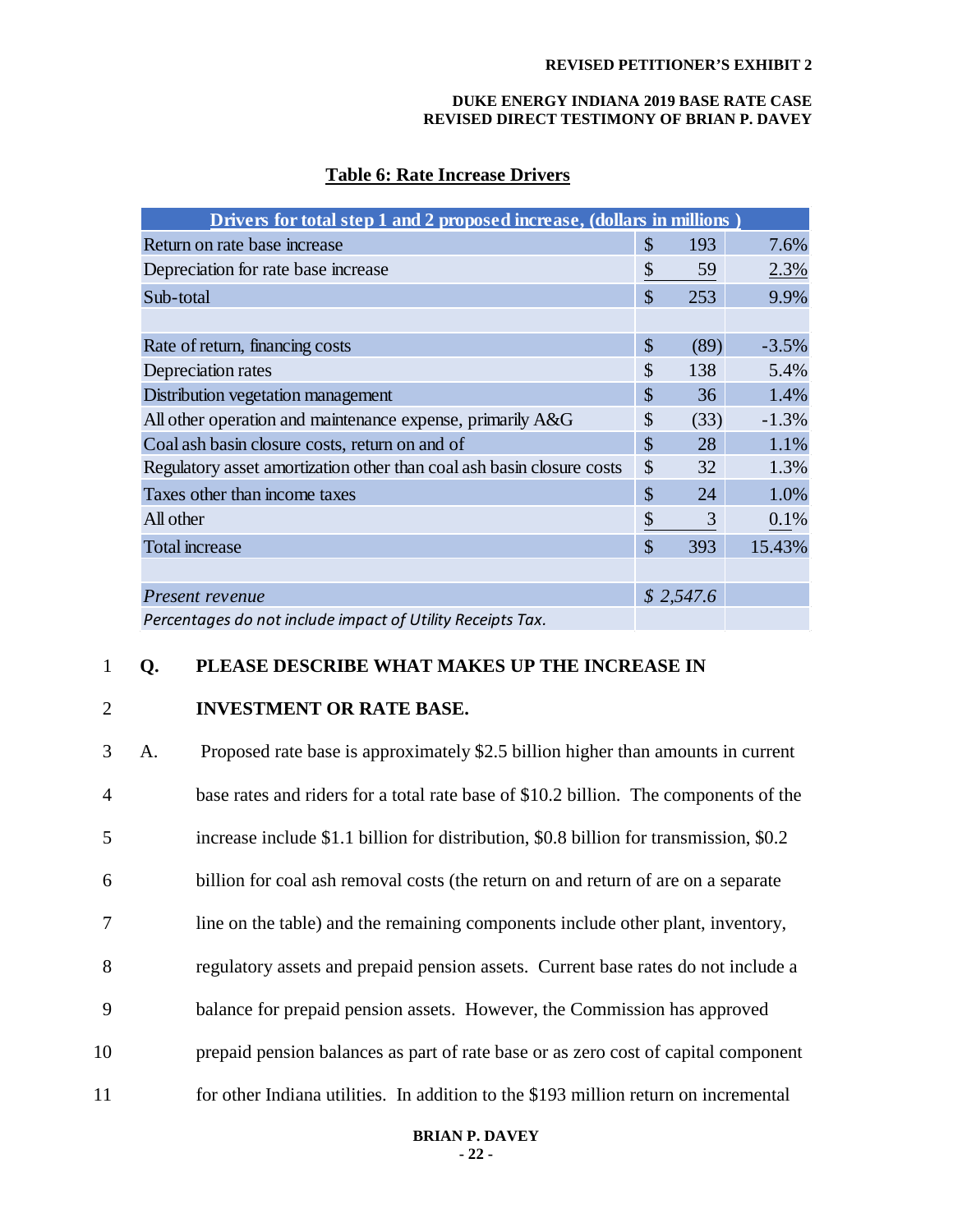**Table 6: Rate Increase Drivers**

| Drivers for total step 1 and 2 proposed increase, (dollars in millions ) | | |
|---|---|---|
| Return on rate base increase | $ 193 | 7.6% |
| Depreciation for rate base increase | $ 59 | 2.3% |
| Sub-total | $ 253 | 9.9% |
| | | |
| Rate of return, financing costs | $ (89) | -3.5% |
| Depreciation rates | $ 138 | 5.4% |
| Distribution vegetation management | $ 36 | 1.4% |
| All other operation and maintenance expense, primarily A&G | $ (33) | -1.3% |
| Coal ash basin closure costs, return on and of | $ 28 | 1.1% |
| Regulatory asset amortization other than coal ash basin closure costs | $ 32 | 1.3% |
| Taxes other than income taxes | $ 24 | 1.0% |
| All other | $ 3 | 0.1% |
| Total increase | $ 393 | 15.43% |
| | | |
| *Present revenue* | *$ 2,547.6* | |
| *Percentages do not include impact of Utility Receipts Tax.* | | |

1 **Q. PLEASE DESCRIBE WHAT MAKES UP THE INCREASE IN**

2 **INVESTMENT OR RATE BASE.**

3 A. Proposed rate base is approximately $2.5 billion higher than amounts in current

4 base rates and riders for a total rate base of $10.2 billion. The components of the

5 increase include $1.1 billion for distribution, $0.8 billion for transmission, $0.2

6 billion for coal ash removal costs (the return on and return of are on a separate

7 line on the table) and the remaining components include other plant, inventory,

8 regulatory assets and prepaid pension assets. Current base rates do not include a

9 balance for prepaid pension assets. However, the Commission has approved

10 prepaid pension balances as part of rate base or as zero cost of capital component

11 for other Indiana utilities. In addition to the $193 million return on incremental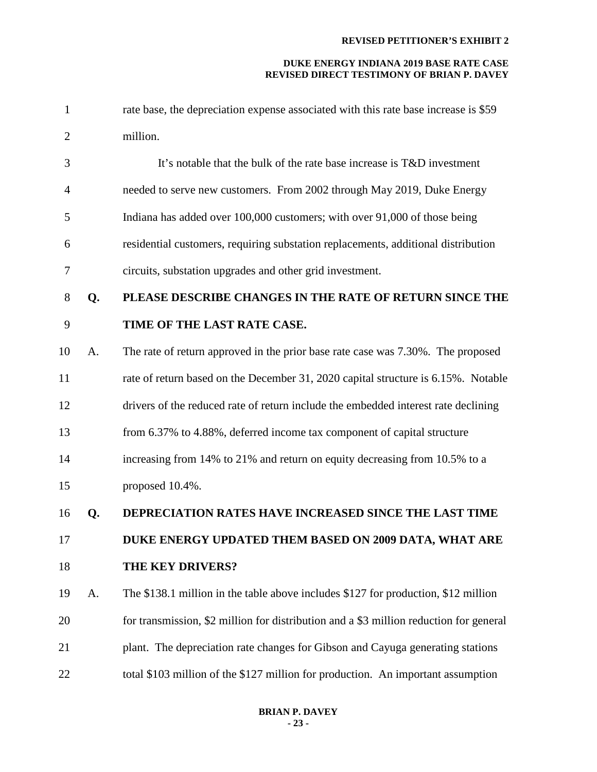rate base, the depreciation expense associated with this rate base increase is $59 million.

It's notable that the bulk of the rate base increase is T&D investment needed to serve new customers. From 2002 through May 2019, Duke Energy Indiana has added over 100,000 customers; with over 91,000 of those being residential customers, requiring substation replacements, additional distribution circuits, substation upgrades and other grid investment.

**Q. PLEASE DESCRIBE CHANGES IN THE RATE OF RETURN SINCE THE TIME OF THE LAST RATE CASE.**

A. The rate of return approved in the prior base rate case was 7.30%. The proposed rate of return based on the December 31, 2020 capital structure is 6.15%. Notable drivers of the reduced rate of return include the embedded interest rate declining from 6.37% to 4.88%, deferred income tax component of capital structure increasing from 14% to 21% and return on equity decreasing from 10.5% to a proposed 10.4%.

**Q. DEPRECIATION RATES HAVE INCREASED SINCE THE LAST TIME DUKE ENERGY UPDATED THEM BASED ON 2009 DATA, WHAT ARE THE KEY DRIVERS?**

A. The $138.1 million in the table above includes $127 for production, $12 million for transmission, $2 million for distribution and a $3 million reduction for general plant. The depreciation rate changes for Gibson and Cayuga generating stations total $103 million of the $127 million for production. An important assumption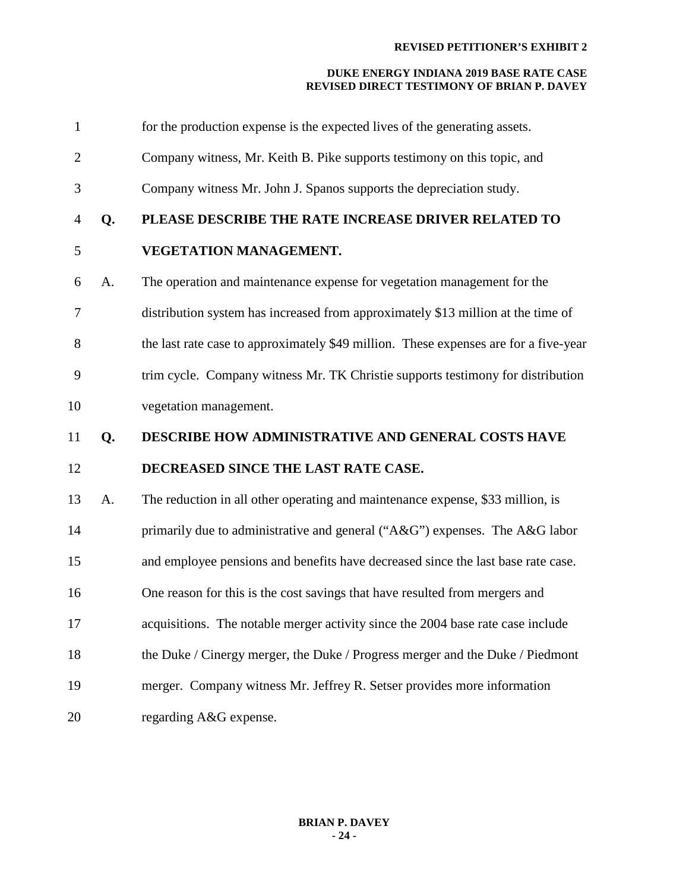for the production expense is the expected lives of the generating assets. Company witness, Mr. Keith B. Pike supports testimony on this topic, and Company witness Mr. John J. Spanos supports the depreciation study.

**Q. PLEASE DESCRIBE THE RATE INCREASE DRIVER RELATED TO VEGETATION MANAGEMENT.**

A. The operation and maintenance expense for vegetation management for the distribution system has increased from approximately $13 million at the time of the last rate case to approximately $49 million. These expenses are for a five-year trim cycle. Company witness Mr. TK Christie supports testimony for distribution vegetation management.

**Q. DESCRIBE HOW ADMINISTRATIVE AND GENERAL COSTS HAVE DECREASED SINCE THE LAST RATE CASE.**

A. The reduction in all other operating and maintenance expense, $33 million, is primarily due to administrative and general ("A&G") expenses. The A&G labor and employee pensions and benefits have decreased since the last base rate case. One reason for this is the cost savings that have resulted from mergers and acquisitions. The notable merger activity since the 2004 base rate case include the Duke / Cinergy merger, the Duke / Progress merger and the Duke / Piedmont merger. Company witness Mr. Jeffrey R. Setser provides more information regarding A&G expense.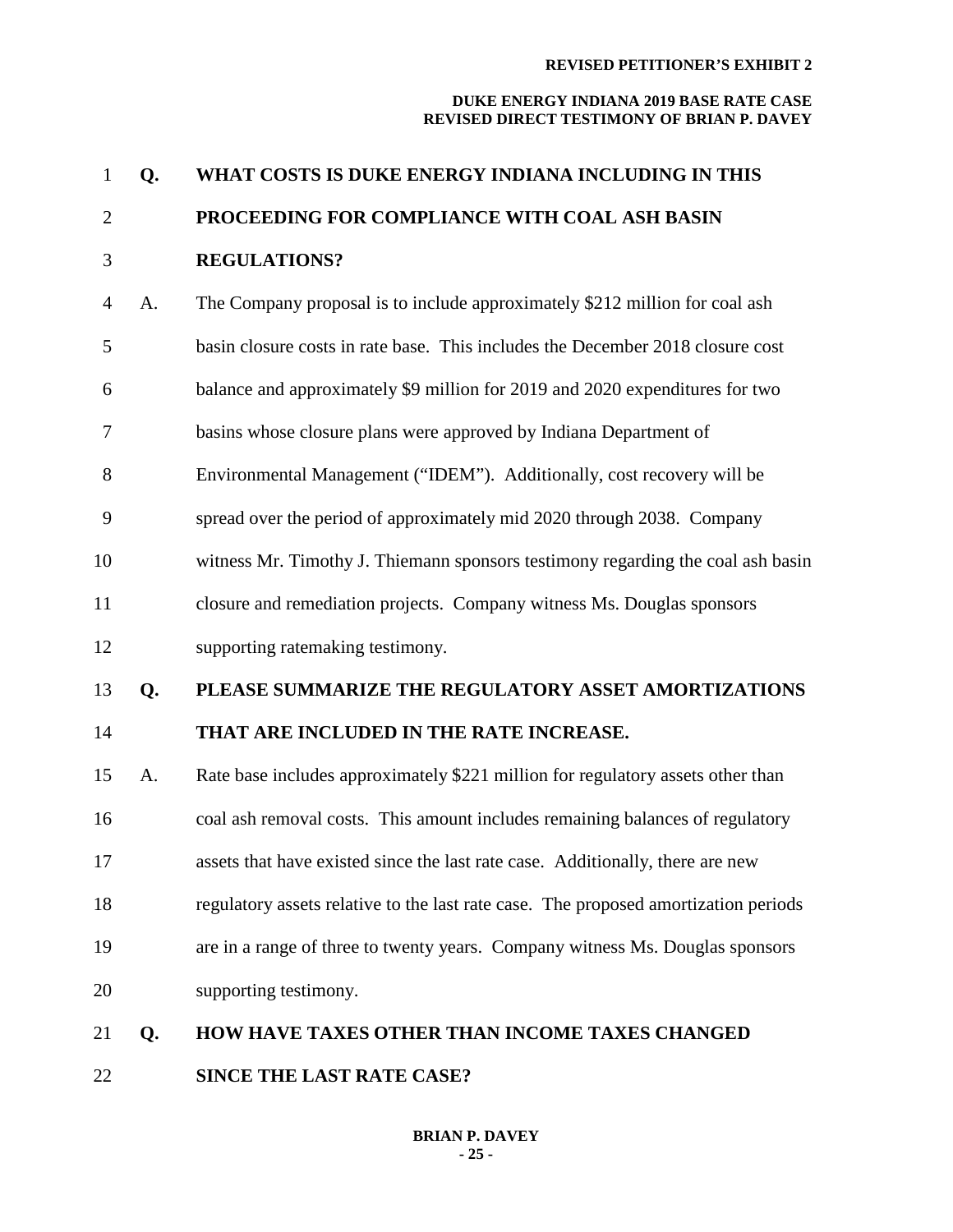**Q. WHAT COSTS IS DUKE ENERGY INDIANA INCLUDING IN THIS PROCEEDING FOR COMPLIANCE WITH COAL ASH BASIN REGULATIONS?**

A. The Company proposal is to include approximately $212 million for coal ash basin closure costs in rate base. This includes the December 2018 closure cost balance and approximately $9 million for 2019 and 2020 expenditures for two basins whose closure plans were approved by Indiana Department of Environmental Management ("IDEM"). Additionally, cost recovery will be spread over the period of approximately mid 2020 through 2038. Company witness Mr. Timothy J. Thiemann sponsors testimony regarding the coal ash basin closure and remediation projects. Company witness Ms. Douglas sponsors supporting ratemaking testimony.

**Q. PLEASE SUMMARIZE THE REGULATORY ASSET AMORTIZATIONS THAT ARE INCLUDED IN THE RATE INCREASE.**

A. Rate base includes approximately $221 million for regulatory assets other than coal ash removal costs. This amount includes remaining balances of regulatory assets that have existed since the last rate case. Additionally, there are new regulatory assets relative to the last rate case. The proposed amortization periods are in a range of three to twenty years. Company witness Ms. Douglas sponsors supporting testimony.

**Q. HOW HAVE TAXES OTHER THAN INCOME TAXES CHANGED SINCE THE LAST RATE CASE?**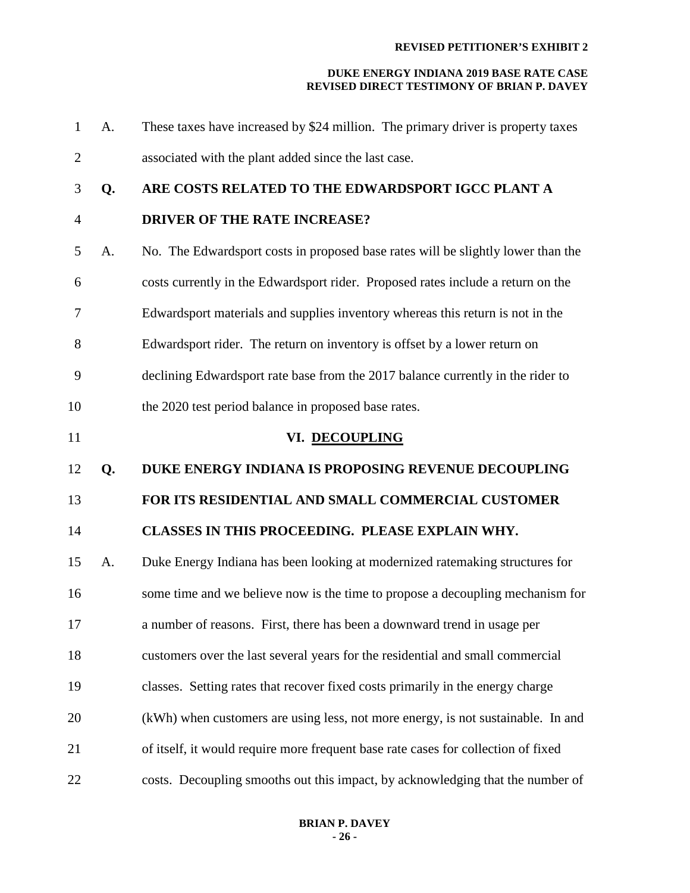A. These taxes have increased by $24 million. The primary driver is property taxes associated with the plant added since the last case.

**Q. ARE COSTS RELATED TO THE EDWARDSPORT IGCC PLANT A DRIVER OF THE RATE INCREASE?**

A. No. The Edwardsport costs in proposed base rates will be slightly lower than the costs currently in the Edwardsport rider. Proposed rates include a return on the Edwardsport materials and supplies inventory whereas this return is not in the Edwardsport rider. The return on inventory is offset by a lower return on declining Edwardsport rate base from the 2017 balance currently in the rider to the 2020 test period balance in proposed base rates.

## VI. DECOUPLING

**Q. DUKE ENERGY INDIANA IS PROPOSING REVENUE DECOUPLING FOR ITS RESIDENTIAL AND SMALL COMMERCIAL CUSTOMER CLASSES IN THIS PROCEEDING. PLEASE EXPLAIN WHY.**

A. Duke Energy Indiana has been looking at modernized ratemaking structures for some time and we believe now is the time to propose a decoupling mechanism for a number of reasons. First, there has been a downward trend in usage per customers over the last several years for the residential and small commercial classes. Setting rates that recover fixed costs primarily in the energy charge (kWh) when customers are using less, not more energy, is not sustainable. In and of itself, it would require more frequent base rate cases for collection of fixed costs. Decoupling smooths out this impact, by acknowledging that the number of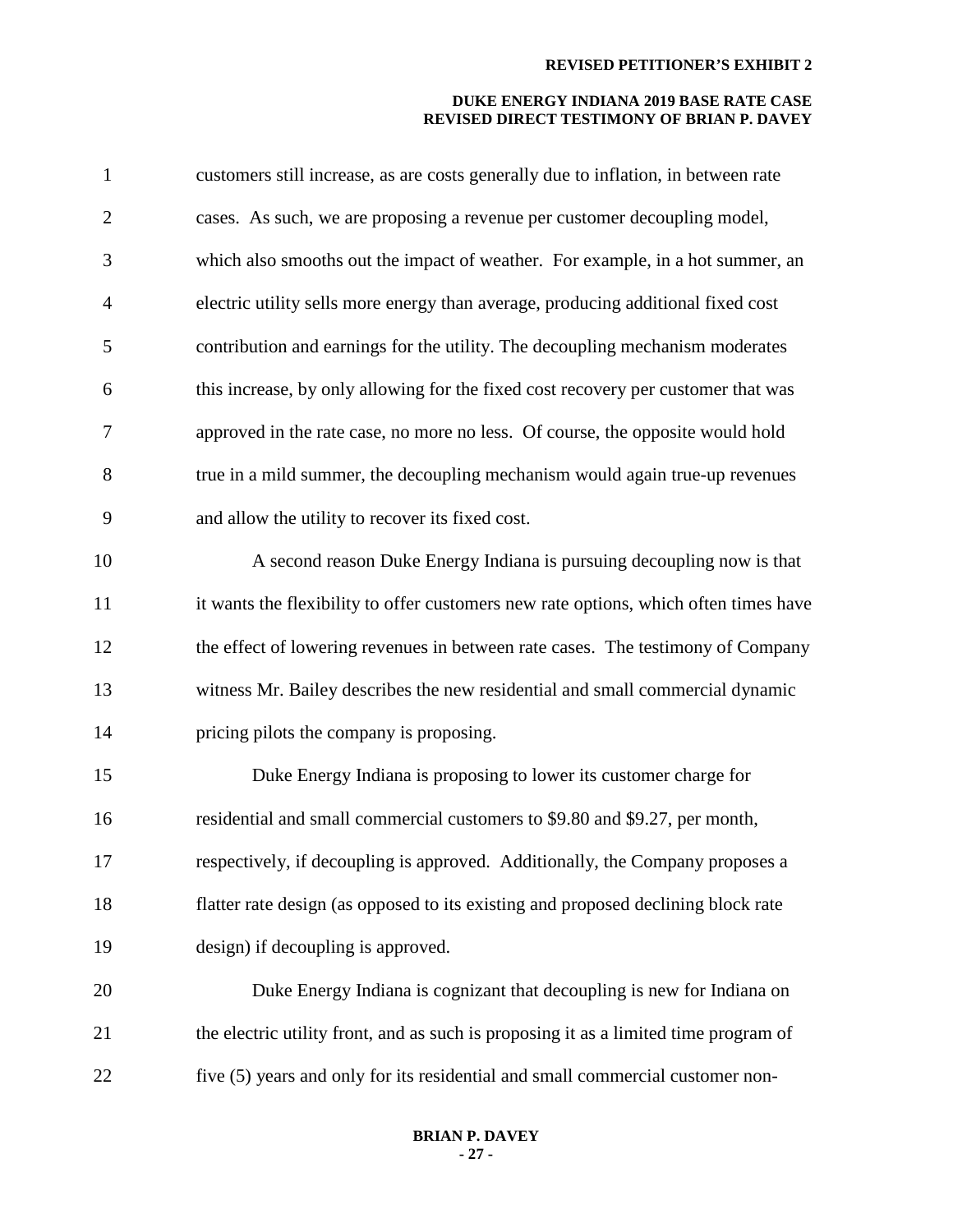customers still increase, as are costs generally due to inflation, in between rate cases. As such, we are proposing a revenue per customer decoupling model, which also smooths out the impact of weather. For example, in a hot summer, an electric utility sells more energy than average, producing additional fixed cost contribution and earnings for the utility. The decoupling mechanism moderates this increase, by only allowing for the fixed cost recovery per customer that was approved in the rate case, no more no less. Of course, the opposite would hold true in a mild summer, the decoupling mechanism would again true-up revenues and allow the utility to recover its fixed cost.

A second reason Duke Energy Indiana is pursuing decoupling now is that it wants the flexibility to offer customers new rate options, which often times have the effect of lowering revenues in between rate cases. The testimony of Company witness Mr. Bailey describes the new residential and small commercial dynamic pricing pilots the company is proposing.

Duke Energy Indiana is proposing to lower its customer charge for residential and small commercial customers to $9.80 and $9.27, per month, respectively, if decoupling is approved. Additionally, the Company proposes a flatter rate design (as opposed to its existing and proposed declining block rate design) if decoupling is approved.

Duke Energy Indiana is cognizant that decoupling is new for Indiana on the electric utility front, and as such is proposing it as a limited time program of five (5) years and only for its residential and small commercial customer non-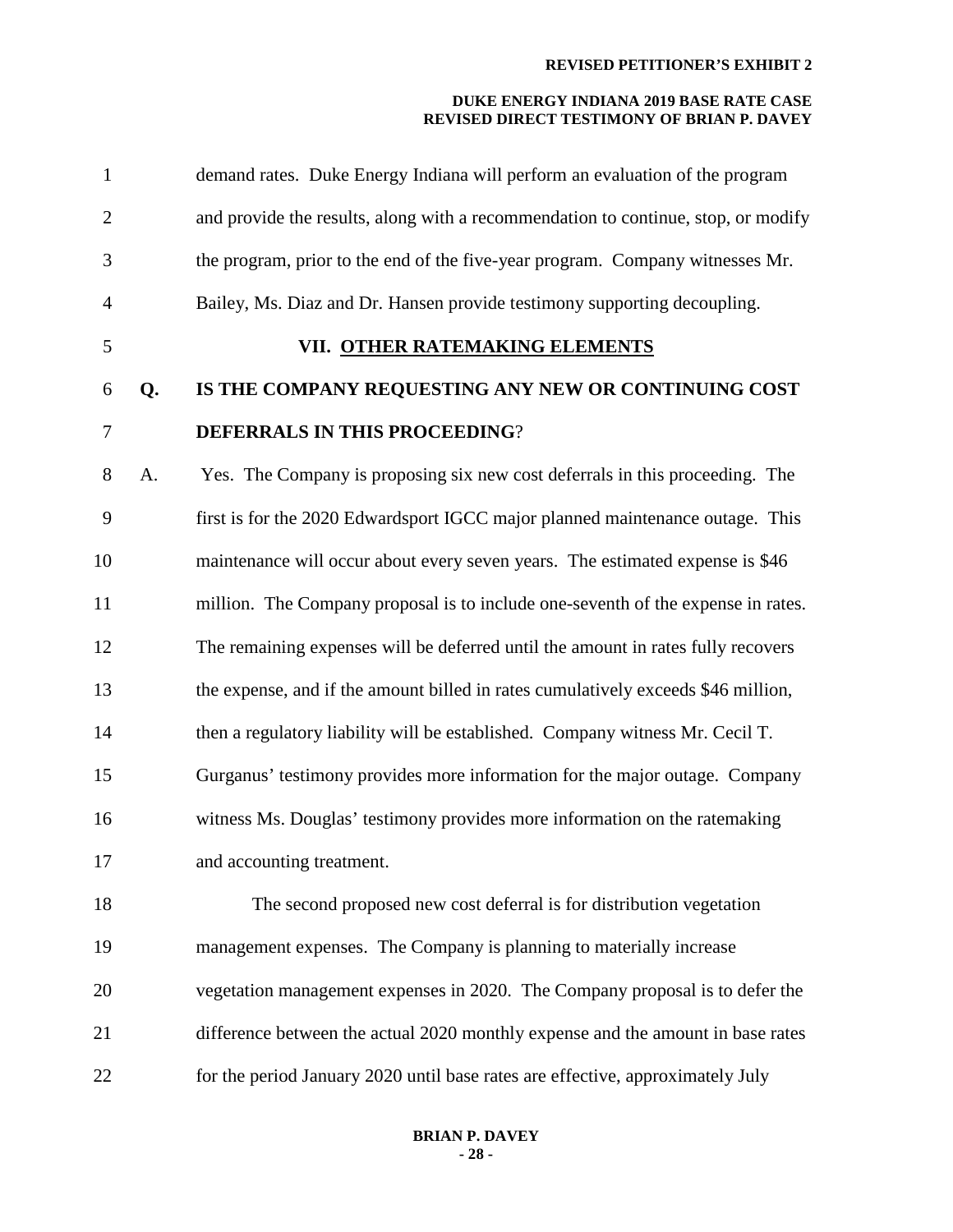demand rates. Duke Energy Indiana will perform an evaluation of the program and provide the results, along with a recommendation to continue, stop, or modify the program, prior to the end of the five-year program. Company witnesses Mr. Bailey, Ms. Diaz and Dr. Hansen provide testimony supporting decoupling.

## VII. OTHER RATEMAKING ELEMENTS

**Q. IS THE COMPANY REQUESTING ANY NEW OR CONTINUING COST DEFERRALS IN THIS PROCEEDING?**

A. Yes. The Company is proposing six new cost deferrals in this proceeding. The first is for the 2020 Edwardsport IGCC major planned maintenance outage. This maintenance will occur about every seven years. The estimated expense is $46 million. The Company proposal is to include one-seventh of the expense in rates. The remaining expenses will be deferred until the amount in rates fully recovers the expense, and if the amount billed in rates cumulatively exceeds $46 million, then a regulatory liability will be established. Company witness Mr. Cecil T. Gurganus' testimony provides more information for the major outage. Company witness Ms. Douglas' testimony provides more information on the ratemaking and accounting treatment.

The second proposed new cost deferral is for distribution vegetation management expenses. The Company is planning to materially increase vegetation management expenses in 2020. The Company proposal is to defer the difference between the actual 2020 monthly expense and the amount in base rates for the period January 2020 until base rates are effective, approximately July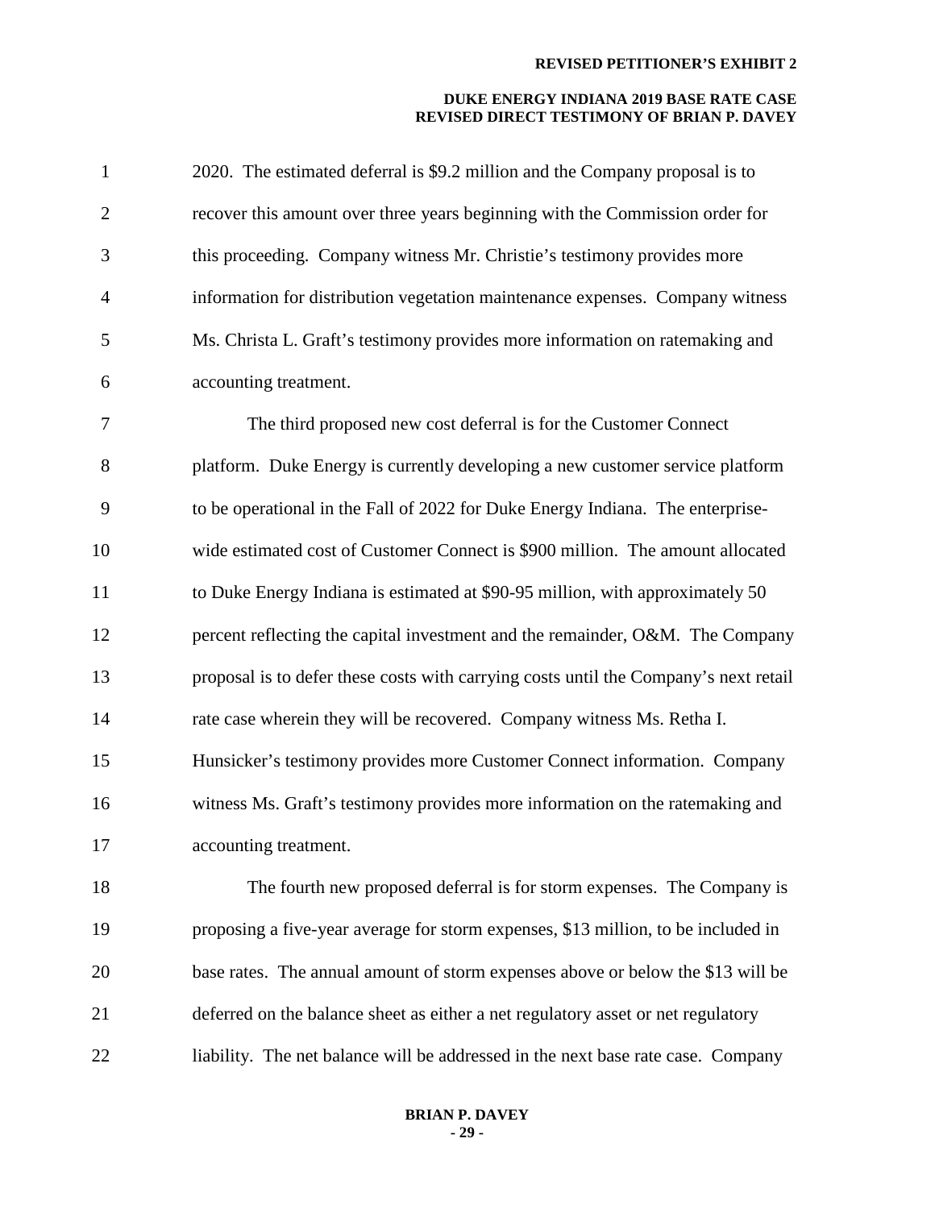2020. The estimated deferral is $9.2 million and the Company proposal is to recover this amount over three years beginning with the Commission order for this proceeding. Company witness Mr. Christie's testimony provides more information for distribution vegetation maintenance expenses. Company witness Ms. Christa L. Graft's testimony provides more information on ratemaking and accounting treatment.

The third proposed new cost deferral is for the Customer Connect platform. Duke Energy is currently developing a new customer service platform to be operational in the Fall of 2022 for Duke Energy Indiana. The enterprise-wide estimated cost of Customer Connect is $900 million. The amount allocated to Duke Energy Indiana is estimated at $90-95 million, with approximately 50 percent reflecting the capital investment and the remainder, O&M. The Company proposal is to defer these costs with carrying costs until the Company's next retail rate case wherein they will be recovered. Company witness Ms. Retha I. Hunsicker's testimony provides more Customer Connect information. Company witness Ms. Graft's testimony provides more information on the ratemaking and accounting treatment.

The fourth new proposed deferral is for storm expenses. The Company is proposing a five-year average for storm expenses, $13 million, to be included in base rates. The annual amount of storm expenses above or below the $13 will be deferred on the balance sheet as either a net regulatory asset or net regulatory liability. The net balance will be addressed in the next base rate case. Company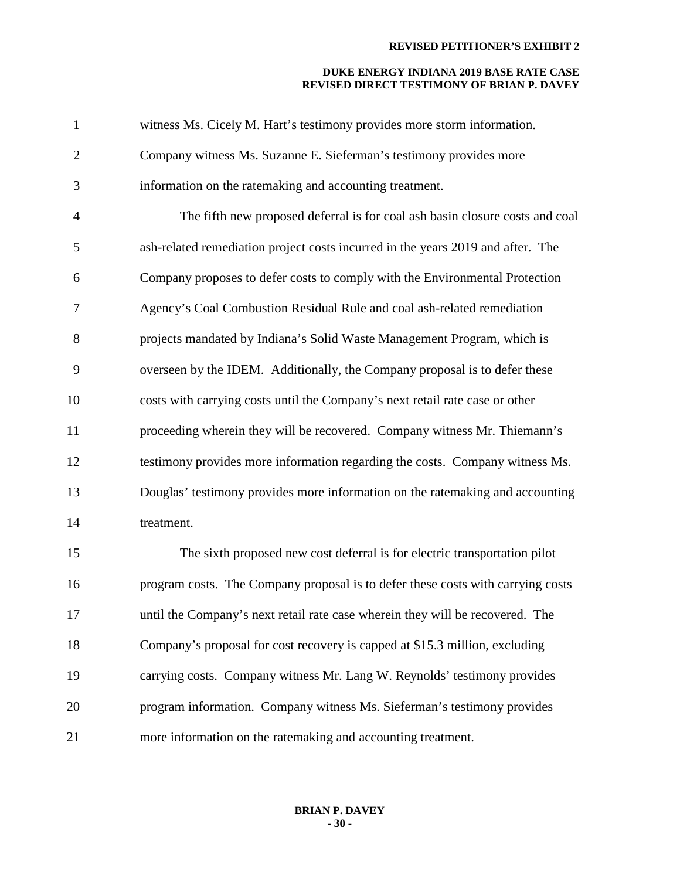witness Ms. Cicely M. Hart's testimony provides more storm information. Company witness Ms. Suzanne E. Sieferman's testimony provides more information on the ratemaking and accounting treatment.

The fifth new proposed deferral is for coal ash basin closure costs and coal ash-related remediation project costs incurred in the years 2019 and after. The Company proposes to defer costs to comply with the Environmental Protection Agency's Coal Combustion Residual Rule and coal ash-related remediation projects mandated by Indiana's Solid Waste Management Program, which is overseen by the IDEM. Additionally, the Company proposal is to defer these costs with carrying costs until the Company's next retail rate case or other proceeding wherein they will be recovered. Company witness Mr. Thiemann's testimony provides more information regarding the costs. Company witness Ms. Douglas' testimony provides more information on the ratemaking and accounting treatment.

The sixth proposed new cost deferral is for electric transportation pilot program costs. The Company proposal is to defer these costs with carrying costs until the Company's next retail rate case wherein they will be recovered. The Company's proposal for cost recovery is capped at $15.3 million, excluding carrying costs. Company witness Mr. Lang W. Reynolds' testimony provides program information. Company witness Ms. Sieferman's testimony provides more information on the ratemaking and accounting treatment.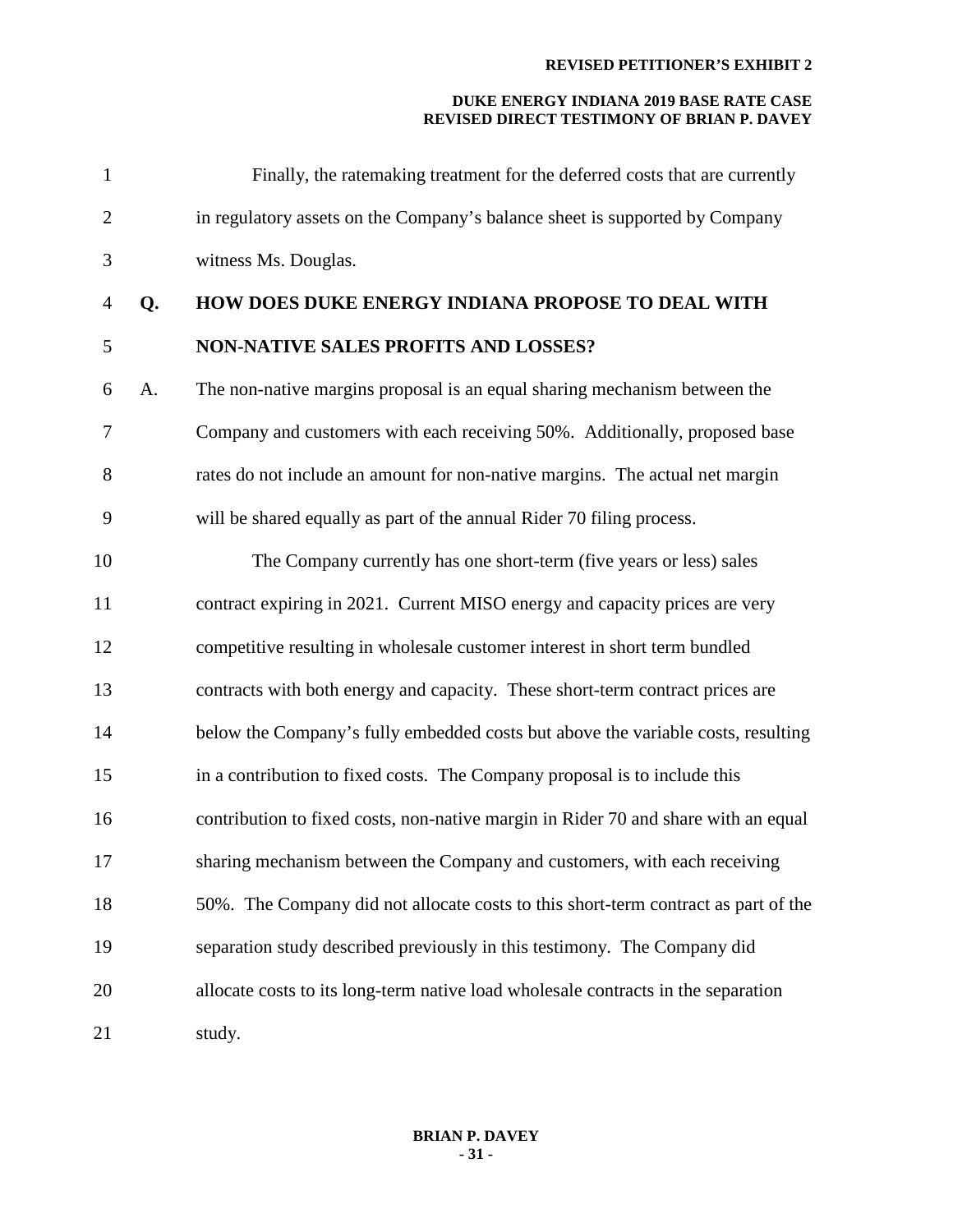Finally, the ratemaking treatment for the deferred costs that are currently in regulatory assets on the Company's balance sheet is supported by Company witness Ms. Douglas.

**Q. HOW DOES DUKE ENERGY INDIANA PROPOSE TO DEAL WITH NON-NATIVE SALES PROFITS AND LOSSES?**

A. The non-native margins proposal is an equal sharing mechanism between the Company and customers with each receiving 50%. Additionally, proposed base rates do not include an amount for non-native margins. The actual net margin will be shared equally as part of the annual Rider 70 filing process.

The Company currently has one short-term (five years or less) sales contract expiring in 2021. Current MISO energy and capacity prices are very competitive resulting in wholesale customer interest in short term bundled contracts with both energy and capacity. These short-term contract prices are below the Company's fully embedded costs but above the variable costs, resulting in a contribution to fixed costs. The Company proposal is to include this contribution to fixed costs, non-native margin in Rider 70 and share with an equal sharing mechanism between the Company and customers, with each receiving 50%. The Company did not allocate costs to this short-term contract as part of the separation study described previously in this testimony. The Company did allocate costs to its long-term native load wholesale contracts in the separation study.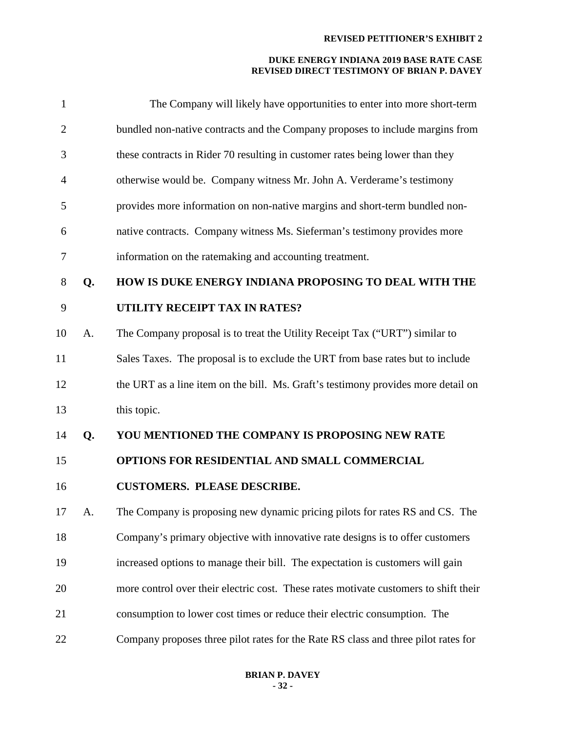The Company will likely have opportunities to enter into more short-term bundled non-native contracts and the Company proposes to include margins from these contracts in Rider 70 resulting in customer rates being lower than they otherwise would be. Company witness Mr. John A. Verderame's testimony provides more information on non-native margins and short-term bundled non-native contracts. Company witness Ms. Sieferman's testimony provides more information on the ratemaking and accounting treatment.

**Q. HOW IS DUKE ENERGY INDIANA PROPOSING TO DEAL WITH THE UTILITY RECEIPT TAX IN RATES?**

A. The Company proposal is to treat the Utility Receipt Tax ("URT") similar to Sales Taxes. The proposal is to exclude the URT from base rates but to include the URT as a line item on the bill. Ms. Graft's testimony provides more detail on this topic.

**Q. YOU MENTIONED THE COMPANY IS PROPOSING NEW RATE OPTIONS FOR RESIDENTIAL AND SMALL COMMERCIAL CUSTOMERS. PLEASE DESCRIBE.**

A. The Company is proposing new dynamic pricing pilots for rates RS and CS. The Company's primary objective with innovative rate designs is to offer customers increased options to manage their bill. The expectation is customers will gain more control over their electric cost. These rates motivate customers to shift their consumption to lower cost times or reduce their electric consumption. The Company proposes three pilot rates for the Rate RS class and three pilot rates for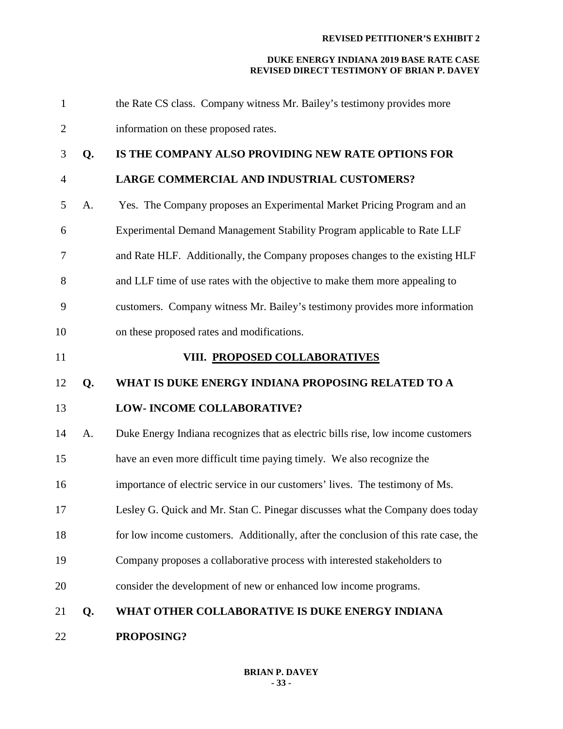the Rate CS class. Company witness Mr. Bailey's testimony provides more information on these proposed rates.

**Q. IS THE COMPANY ALSO PROVIDING NEW RATE OPTIONS FOR LARGE COMMERCIAL AND INDUSTRIAL CUSTOMERS?**

A. Yes. The Company proposes an Experimental Market Pricing Program and an Experimental Demand Management Stability Program applicable to Rate LLF and Rate HLF. Additionally, the Company proposes changes to the existing HLF and LLF time of use rates with the objective to make them more appealing to customers. Company witness Mr. Bailey's testimony provides more information on these proposed rates and modifications.

## VIII. PROPOSED COLLABORATIVES

**Q. WHAT IS DUKE ENERGY INDIANA PROPOSING RELATED TO A LOW- INCOME COLLABORATIVE?**

A. Duke Energy Indiana recognizes that as electric bills rise, low income customers have an even more difficult time paying timely. We also recognize the importance of electric service in our customers' lives. The testimony of Ms. Lesley G. Quick and Mr. Stan C. Pinegar discusses what the Company does today for low income customers. Additionally, after the conclusion of this rate case, the Company proposes a collaborative process with interested stakeholders to consider the development of new or enhanced low income programs.

**Q. WHAT OTHER COLLABORATIVE IS DUKE ENERGY INDIANA PROPOSING?**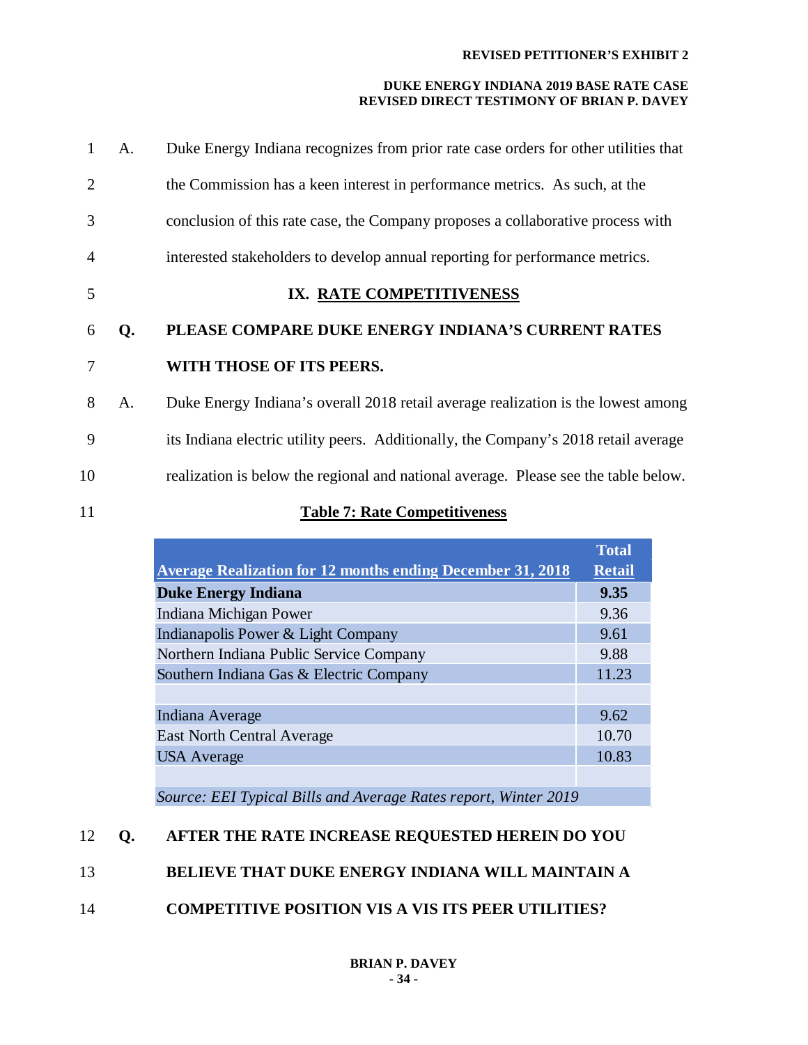A. Duke Energy Indiana recognizes from prior rate case orders for other utilities that the Commission has a keen interest in performance metrics. As such, at the conclusion of this rate case, the Company proposes a collaborative process with interested stakeholders to develop annual reporting for performance metrics.

## IX. RATE COMPETITIVENESS

**Q. PLEASE COMPARE DUKE ENERGY INDIANA'S CURRENT RATES WITH THOSE OF ITS PEERS.**

A. Duke Energy Indiana's overall 2018 retail average realization is the lowest among its Indiana electric utility peers. Additionally, the Company's 2018 retail average realization is below the regional and national average. Please see the table below.

**Table 7: Rate Competitiveness**

| Average Realization for 12 months ending December 31, 2018 | Total Retail |
|---|---|
| **Duke Energy Indiana** | **9.35** |
| Indiana Michigan Power | 9.36 |
| Indianapolis Power & Light Company | 9.61 |
| Northern Indiana Public Service Company | 9.88 |
| Southern Indiana Gas & Electric Company | 11.23 |
| | |
| Indiana Average | 9.62 |
| East North Central Average | 10.70 |
| USA Average | 10.83 |
| | |
| *Source: EEI Typical Bills and Average Rates report, Winter 2019* | |

**Q. AFTER THE RATE INCREASE REQUESTED HEREIN DO YOU BELIEVE THAT DUKE ENERGY INDIANA WILL MAINTAIN A COMPETITIVE POSITION VIS A VIS ITS PEER UTILITIES?**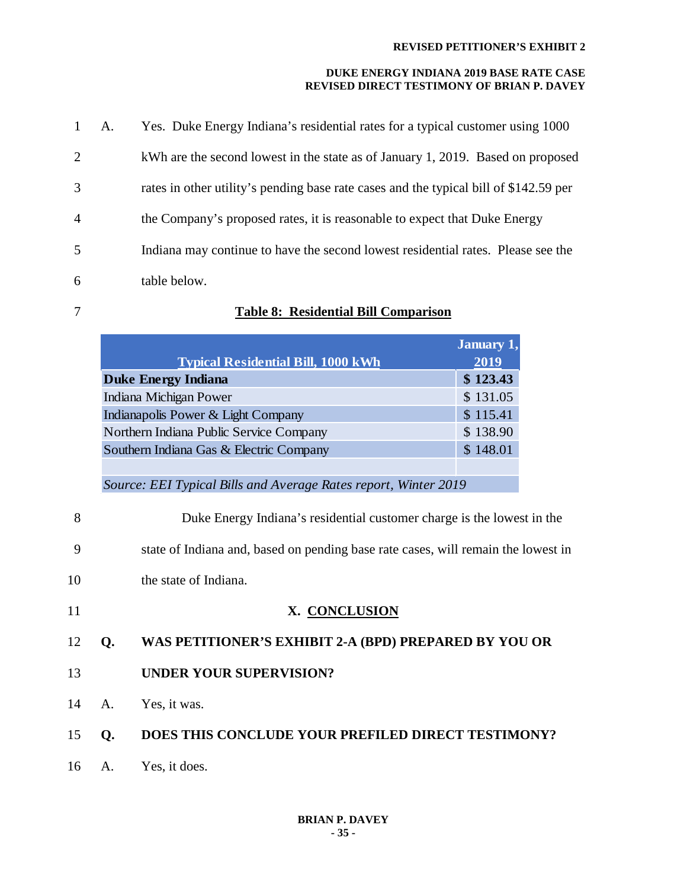A. Yes. Duke Energy Indiana's residential rates for a typical customer using 1000 kWh are the second lowest in the state as of January 1, 2019. Based on proposed rates in other utility's pending base rate cases and the typical bill of $142.59 per the Company's proposed rates, it is reasonable to expect that Duke Energy Indiana may continue to have the second lowest residential rates. Please see the table below.

**Table 8: Residential Bill Comparison**

| Typical Residential Bill, 1000 kWh | January 1, 2019 |
|---|---|
| **Duke Energy Indiana** | **$ 123.43** |
| Indiana Michigan Power | $ 131.05 |
| Indianapolis Power & Light Company | $ 115.41 |
| Northern Indiana Public Service Company | $ 138.90 |
| Southern Indiana Gas & Electric Company | $ 148.01 |
| | |
| *Source: EEI Typical Bills and Average Rates report, Winter 2019* | |

Duke Energy Indiana's residential customer charge is the lowest in the state of Indiana and, based on pending base rate cases, will remain the lowest in the state of Indiana.

## X. CONCLUSION

**Q. WAS PETITIONER'S EXHIBIT 2-A (BPD) PREPARED BY YOU OR UNDER YOUR SUPERVISION?**

A. Yes, it was.

**Q. DOES THIS CONCLUDE YOUR PREFILED DIRECT TESTIMONY?**

A. Yes, it does.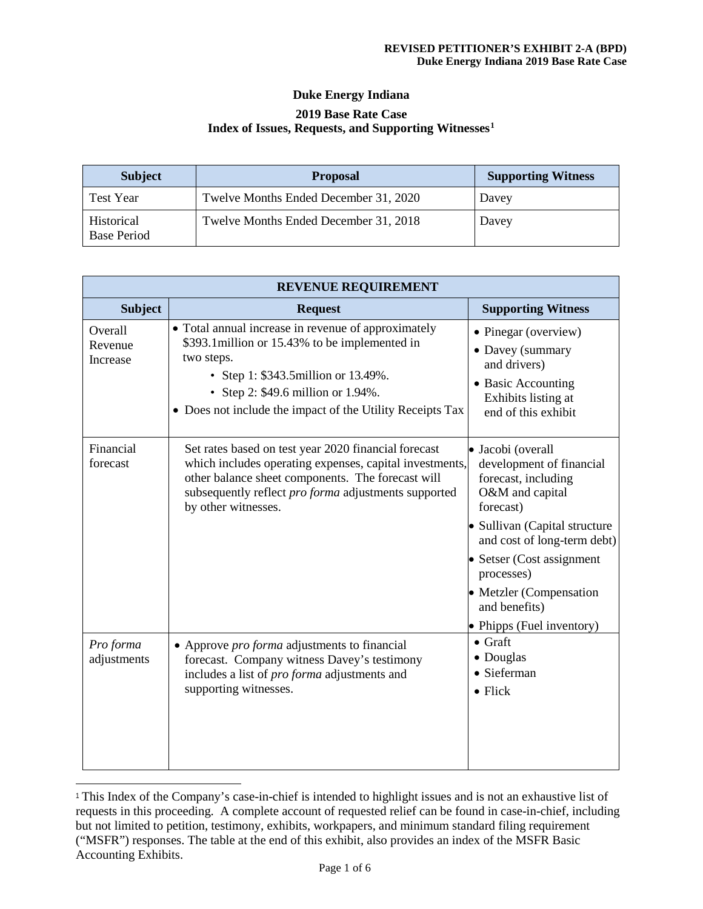**REVISED PETITIONER'S EXHIBIT 2-A (BPD)**
**Duke Energy Indiana 2019 Base Rate Case**

## Duke Energy Indiana

### 2019 Base Rate Case
### Index of Issues, Requests, and Supporting Witnesses[1]

| Subject | Proposal | Supporting Witness |
|---|---|---|
| Test Year | Twelve Months Ended December 31, 2020 | Davey |
| Historical Base Period | Twelve Months Ended December 31, 2018 | Davey |

| REVENUE REQUIREMENT | | |
|---|---|---|
| **Subject** | **Request** | **Supporting Witness** |
| Overall Revenue Increase | • Total annual increase in revenue of approximately $393.1million or 15.43% to be implemented in two steps.<br>  • Step 1: $343.5million or 13.49%.<br>  • Step 2: $49.6 million or 1.94%.<br>• Does not include the impact of the Utility Receipts Tax | • Pinegar (overview)<br>• Davey (summary and drivers)<br>• Basic Accounting Exhibits listing at end of this exhibit |
| Financial forecast | Set rates based on test year 2020 financial forecast which includes operating expenses, capital investments, other balance sheet components. The forecast will subsequently reflect *pro forma* adjustments supported by other witnesses. | • Jacobi (overall development of financial forecast, including O&M and capital forecast)<br>• Sullivan (Capital structure and cost of long-term debt)<br>• Setser (Cost assignment processes)<br>• Metzler (Compensation and benefits)<br>• Phipps (Fuel inventory) |
| *Pro forma* adjustments | • Approve *pro forma* adjustments to financial forecast. Company witness Davey's testimony includes a list of *pro forma* adjustments and supporting witnesses. | • Graft<br>• Douglas<br>• Sieferman<br>• Flick |

[1] This Index of the Company's case-in-chief is intended to highlight issues and is not an exhaustive list of requests in this proceeding. A complete account of requested relief can be found in case-in-chief, including but not limited to petition, testimony, exhibits, workpapers, and minimum standard filing requirement ("MSFR") responses. The table at the end of this exhibit, also provides an index of the MSFR Basic Accounting Exhibits.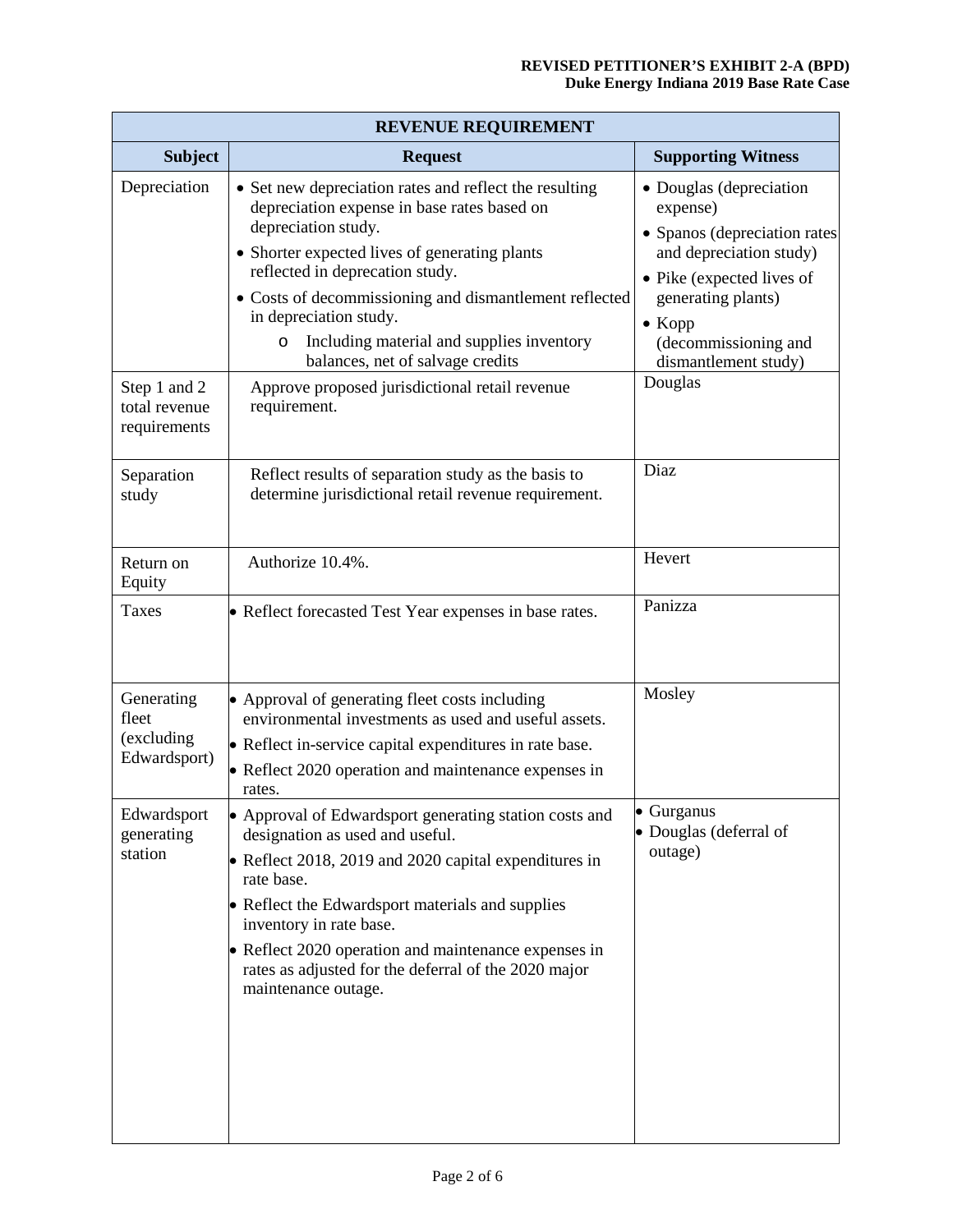**REVISED PETITIONER'S EXHIBIT 2-A (BPD)**
**Duke Energy Indiana 2019 Base Rate Case**

| REVENUE REQUIREMENT | | |
|---|---|---|
| **Subject** | **Request** | **Supporting Witness** |
| Depreciation | • Set new depreciation rates and reflect the resulting depreciation expense in base rates based on depreciation study.<br>• Shorter expected lives of generating plants reflected in deprecation study.<br>• Costs of decommissioning and dismantlement reflected in depreciation study.<br>  o Including material and supplies inventory balances, net of salvage credits | • Douglas (depreciation expense)<br>• Spanos (depreciation rates and depreciation study)<br>• Pike (expected lives of generating plants)<br>• Kopp (decommissioning and dismantlement study) |
| Step 1 and 2 total revenue requirements | Approve proposed jurisdictional retail revenue requirement. | Douglas |
| Separation study | Reflect results of separation study as the basis to determine jurisdictional retail revenue requirement. | Diaz |
| Return on Equity | Authorize 10.4%. | Hevert |
| Taxes | • Reflect forecasted Test Year expenses in base rates. | Panizza |
| Generating fleet (excluding Edwardsport) | • Approval of generating fleet costs including environmental investments as used and useful assets.<br>• Reflect in-service capital expenditures in rate base.<br>• Reflect 2020 operation and maintenance expenses in rates. | Mosley |
| Edwardsport generating station | • Approval of Edwardsport generating station costs and designation as used and useful.<br>• Reflect 2018, 2019 and 2020 capital expenditures in rate base.<br>• Reflect the Edwardsport materials and supplies inventory in rate base.<br>• Reflect 2020 operation and maintenance expenses in rates as adjusted for the deferral of the 2020 major maintenance outage. | • Gurganus<br>• Douglas (deferral of outage) |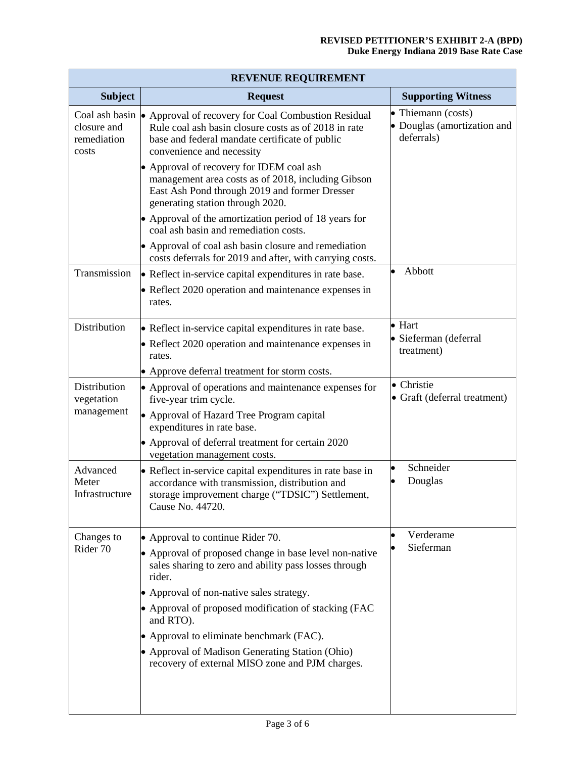**REVISED PETITIONER'S EXHIBIT 2-A (BPD)**
**Duke Energy Indiana 2019 Base Rate Case**

| REVENUE REQUIREMENT | | |
|---|---|---|
| **Subject** | **Request** | **Supporting Witness** |
| Coal ash basin closure and remediation costs | • Approval of recovery for Coal Combustion Residual Rule coal ash basin closure costs as of 2018 in rate base and federal mandate certificate of public convenience and necessity<br>• Approval of recovery for IDEM coal ash management area costs as of 2018, including Gibson East Ash Pond through 2019 and former Dresser generating station through 2020.<br>• Approval of the amortization period of 18 years for coal ash basin and remediation costs.<br>• Approval of coal ash basin closure and remediation costs deferrals for 2019 and after, with carrying costs. | • Thiemann (costs)<br>• Douglas (amortization and deferrals) |
| Transmission | • Reflect in-service capital expenditures in rate base.<br>• Reflect 2020 operation and maintenance expenses in rates. | • Abbott |
| Distribution | • Reflect in-service capital expenditures in rate base.<br>• Reflect 2020 operation and maintenance expenses in rates.<br>• Approve deferral treatment for storm costs. | • Hart<br>• Sieferman (deferral treatment) |
| Distribution vegetation management | • Approval of operations and maintenance expenses for five-year trim cycle.<br>• Approval of Hazard Tree Program capital expenditures in rate base.<br>• Approval of deferral treatment for certain 2020 vegetation management costs. | • Christie<br>• Graft (deferral treatment) |
| Advanced Meter Infrastructure | • Reflect in-service capital expenditures in rate base in accordance with transmission, distribution and storage improvement charge ("TDSIC") Settlement, Cause No. 44720. | • Schneider<br>• Douglas |
| Changes to Rider 70 | • Approval to continue Rider 70.<br>• Approval of proposed change in base level non-native sales sharing to zero and ability pass losses through rider.<br>• Approval of non-native sales strategy.<br>• Approval of proposed modification of stacking (FAC and RTO).<br>• Approval to eliminate benchmark (FAC).<br>• Approval of Madison Generating Station (Ohio) recovery of external MISO zone and PJM charges. | • Verderame<br>• Sieferman |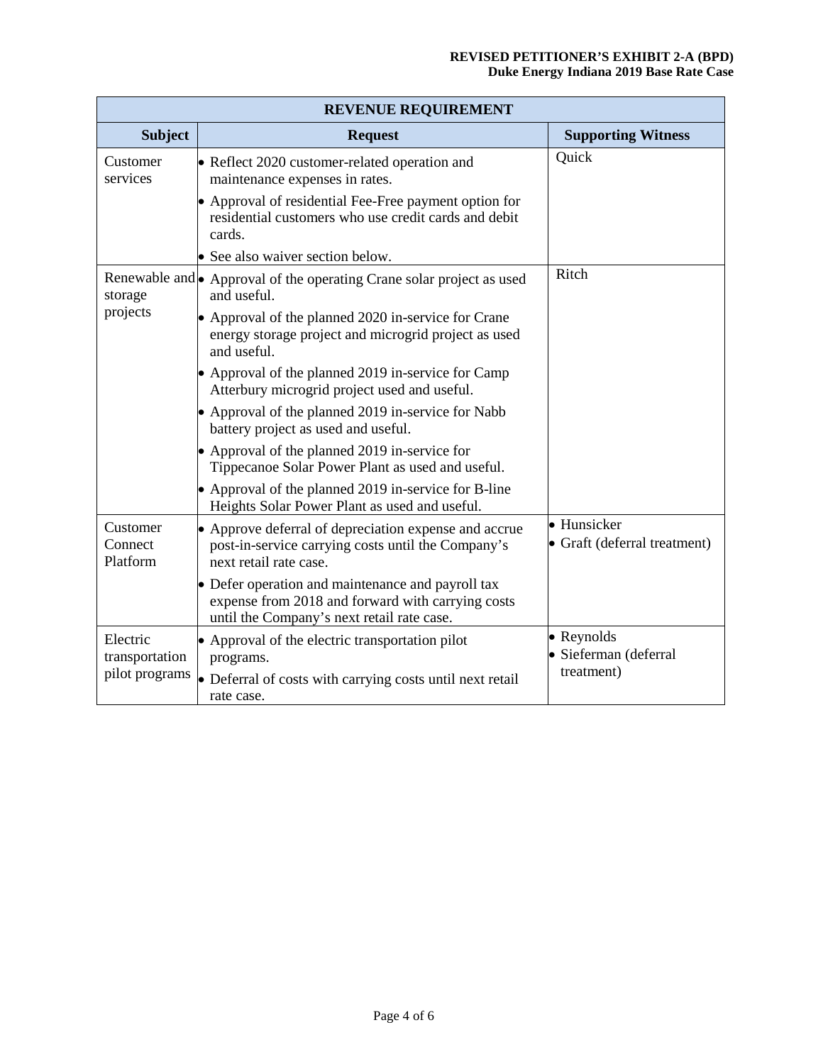| REVENUE REQUIREMENT | | |
|---|---|---|
| **Subject** | **Request** | **Supporting Witness** |
| Customer services | • Reflect 2020 customer-related operation and maintenance expenses in rates.<br>• Approval of residential Fee-Free payment option for residential customers who use credit cards and debit cards.<br>• See also waiver section below. | Quick |
| Renewable and storage projects | • Approval of the operating Crane solar project as used and useful.<br>• Approval of the planned 2020 in-service for Crane energy storage project and microgrid project as used and useful.<br>• Approval of the planned 2019 in-service for Camp Atterbury microgrid project used and useful.<br>• Approval of the planned 2019 in-service for Nabb battery project as used and useful.<br>• Approval of the planned 2019 in-service for Tippecanoe Solar Power Plant as used and useful.<br>• Approval of the planned 2019 in-service for B-line Heights Solar Power Plant as used and useful. | Ritch |
| Customer Connect Platform | • Approve deferral of depreciation expense and accrue post-in-service carrying costs until the Company's next retail rate case.<br>• Defer operation and maintenance and payroll tax expense from 2018 and forward with carrying costs until the Company's next retail rate case. | • Hunsicker<br>• Graft (deferral treatment) |
| Electric transportation pilot programs | • Approval of the electric transportation pilot programs.<br>• Deferral of costs with carrying costs until next retail rate case. | • Reynolds<br>• Sieferman (deferral treatment) |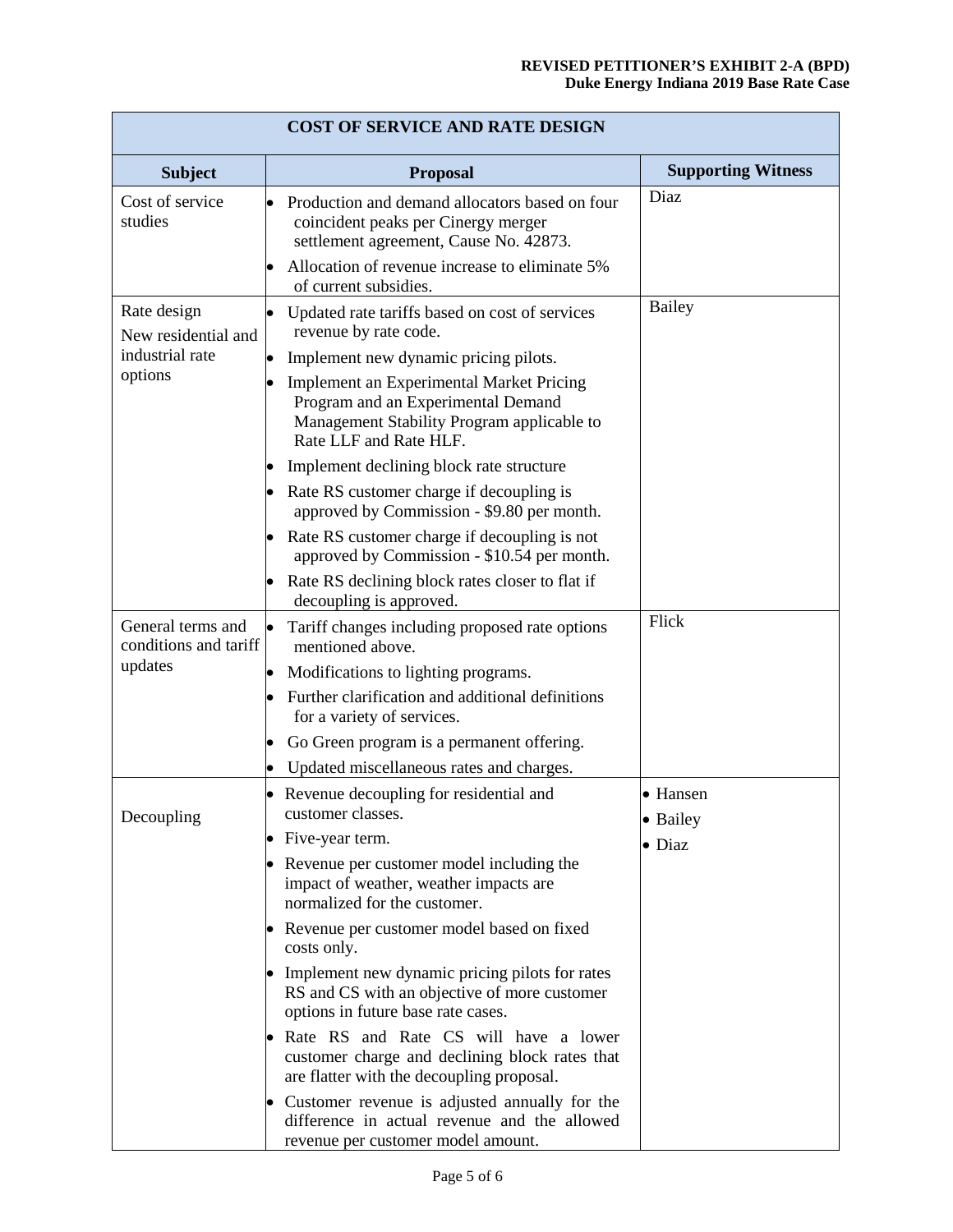| COST OF SERVICE AND RATE DESIGN | | |
|---|---|---|
| **Subject** | **Proposal** | **Supporting Witness** |
| Cost of service studies | • Production and demand allocators based on four coincident peaks per Cinergy merger settlement agreement, Cause No. 42873.<br>• Allocation of revenue increase to eliminate 5% of current subsidies. | Diaz |
| Rate design<br>New residential and industrial rate options | • Updated rate tariffs based on cost of services revenue by rate code.<br>• Implement new dynamic pricing pilots.<br>• Implement an Experimental Market Pricing Program and an Experimental Demand Management Stability Program applicable to Rate LLF and Rate HLF.<br>• Implement declining block rate structure<br>• Rate RS customer charge if decoupling is approved by Commission - $9.80 per month.<br>• Rate RS customer charge if decoupling is not approved by Commission - $10.54 per month.<br>• Rate RS declining block rates closer to flat if decoupling is approved. | Bailey |
| General terms and conditions and tariff updates | • Tariff changes including proposed rate options mentioned above.<br>• Modifications to lighting programs.<br>• Further clarification and additional definitions for a variety of services.<br>• Go Green program is a permanent offering.<br>• Updated miscellaneous rates and charges. | Flick |
| Decoupling | • Revenue decoupling for residential and customer classes.<br>• Five-year term.<br>• Revenue per customer model including the impact of weather, weather impacts are normalized for the customer.<br>• Revenue per customer model based on fixed costs only.<br>• Implement new dynamic pricing pilots for rates RS and CS with an objective of more customer options in future base rate cases.<br>• Rate RS and Rate CS will have a lower customer charge and declining block rates that are flatter with the decoupling proposal.<br>• Customer revenue is adjusted annually for the difference in actual revenue and the allowed revenue per customer model amount. | • Hansen<br>• Bailey<br>• Diaz |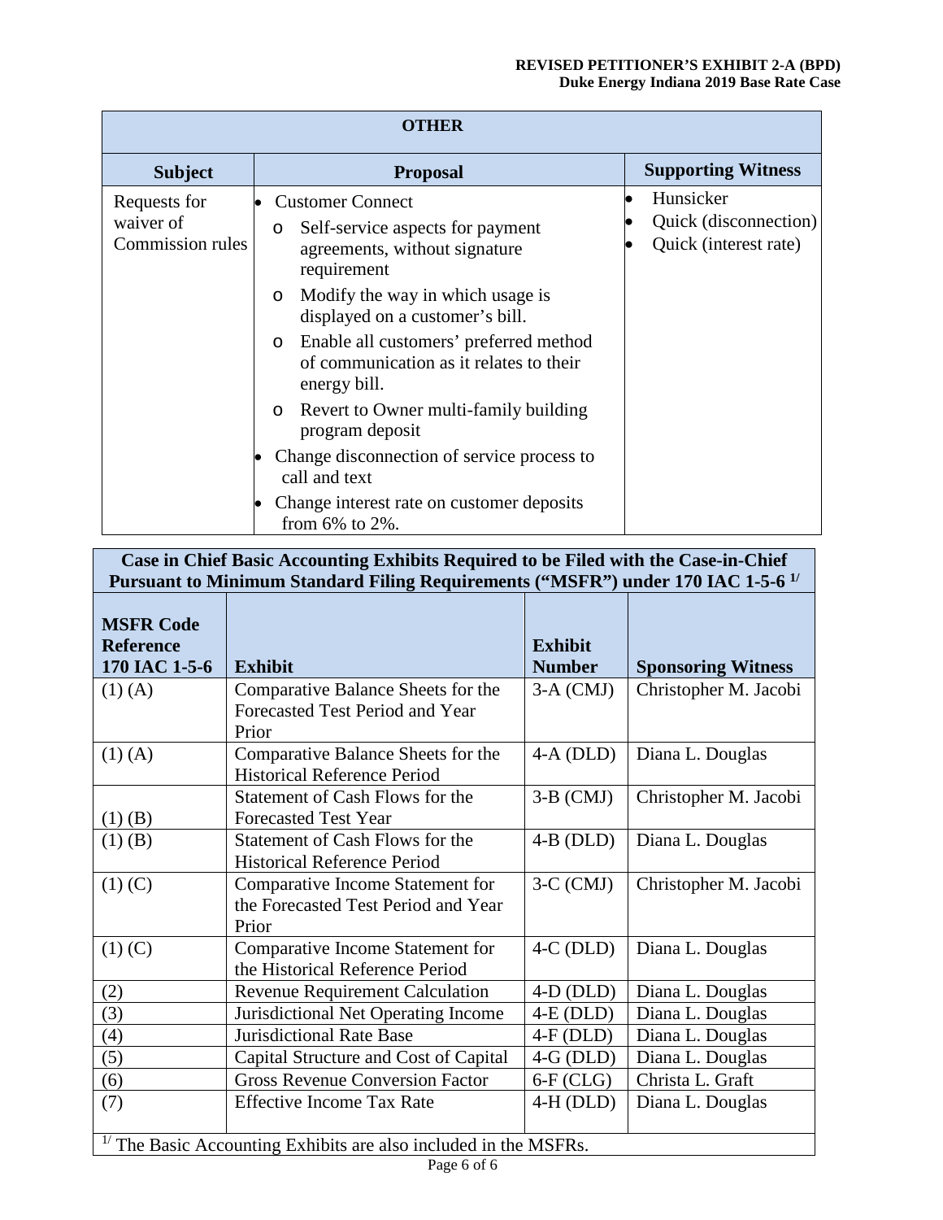**REVISED PETITIONER'S EXHIBIT 2-A (BPD)**
**Duke Energy Indiana 2019 Base Rate Case**

| **OTHER** | | |
|---|---|---|
| **Subject** | **Proposal** | **Supporting Witness** |
| Requests for waiver of Commission rules | • Customer Connect<br>o Self-service aspects for payment agreements, without signature requirement<br>o Modify the way in which usage is displayed on a customer's bill.<br>o Enable all customers' preferred method of communication as it relates to their energy bill.<br>o Revert to Owner multi-family building program deposit<br>• Change disconnection of service process to call and text<br>• Change interest rate on customer deposits from 6% to 2%. | • Hunsicker<br>• Quick (disconnection)<br>• Quick (interest rate) |

| **Case in Chief Basic Accounting Exhibits Required to be Filed with the Case-in-Chief Pursuant to Minimum Standard Filing Requirements ("MSFR") under 170 IAC 1-5-6 [1/]** | | | |
|---|---|---|---|
| **MSFR Code Reference 170 IAC 1-5-6** | **Exhibit** | **Exhibit Number** | **Sponsoring Witness** |
| (1) (A) | Comparative Balance Sheets for the Forecasted Test Period and Year Prior | 3-A (CMJ) | Christopher M. Jacobi |
| (1) (A) | Comparative Balance Sheets for the Historical Reference Period | 4-A (DLD) | Diana L. Douglas |
| (1) (B) | Statement of Cash Flows for the Forecasted Test Year | 3-B (CMJ) | Christopher M. Jacobi |
| (1) (B) | Statement of Cash Flows for the Historical Reference Period | 4-B (DLD) | Diana L. Douglas |
| (1) (C) | Comparative Income Statement for the Forecasted Test Period and Year Prior | 3-C (CMJ) | Christopher M. Jacobi |
| (1) (C) | Comparative Income Statement for the Historical Reference Period | 4-C (DLD) | Diana L. Douglas |
| (2) | Revenue Requirement Calculation | 4-D (DLD) | Diana L. Douglas |
| (3) | Jurisdictional Net Operating Income | 4-E (DLD) | Diana L. Douglas |
| (4) | Jurisdictional Rate Base | 4-F (DLD) | Diana L. Douglas |
| (5) | Capital Structure and Cost of Capital | 4-G (DLD) | Diana L. Douglas |
| (6) | Gross Revenue Conversion Factor | 6-F (CLG) | Christa L. Graft |
| (7) | Effective Income Tax Rate | 4-H (DLD) | Diana L. Douglas |

[1/] The Basic Accounting Exhibits are also included in the MSFRs.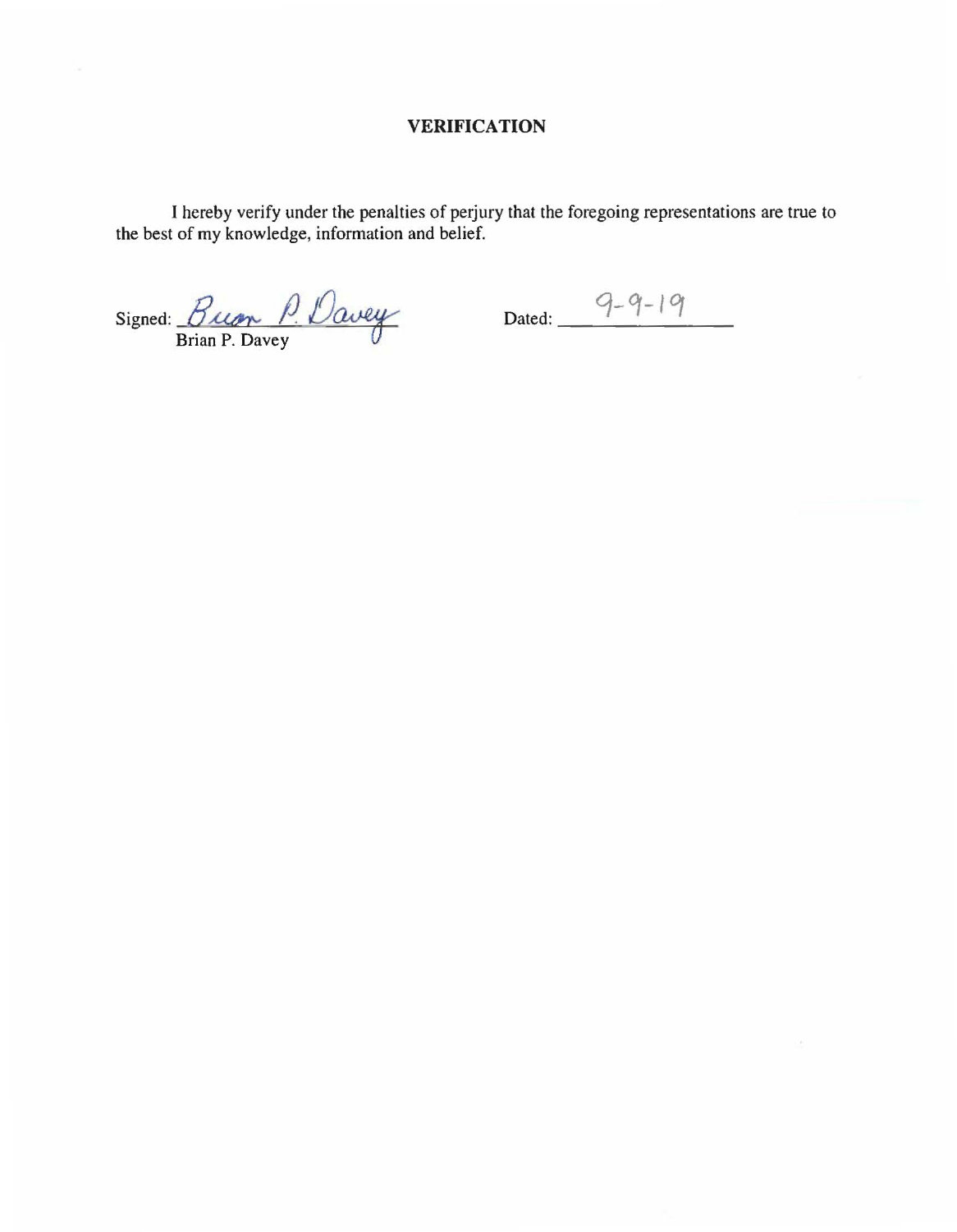## VERIFICATION

I hereby verify under the penalties of perjury that the foregoing representations are true to the best of my knowledge, information and belief.

Signed: Brian P. Davey
Brian P. Davey

Dated: 9-9-19